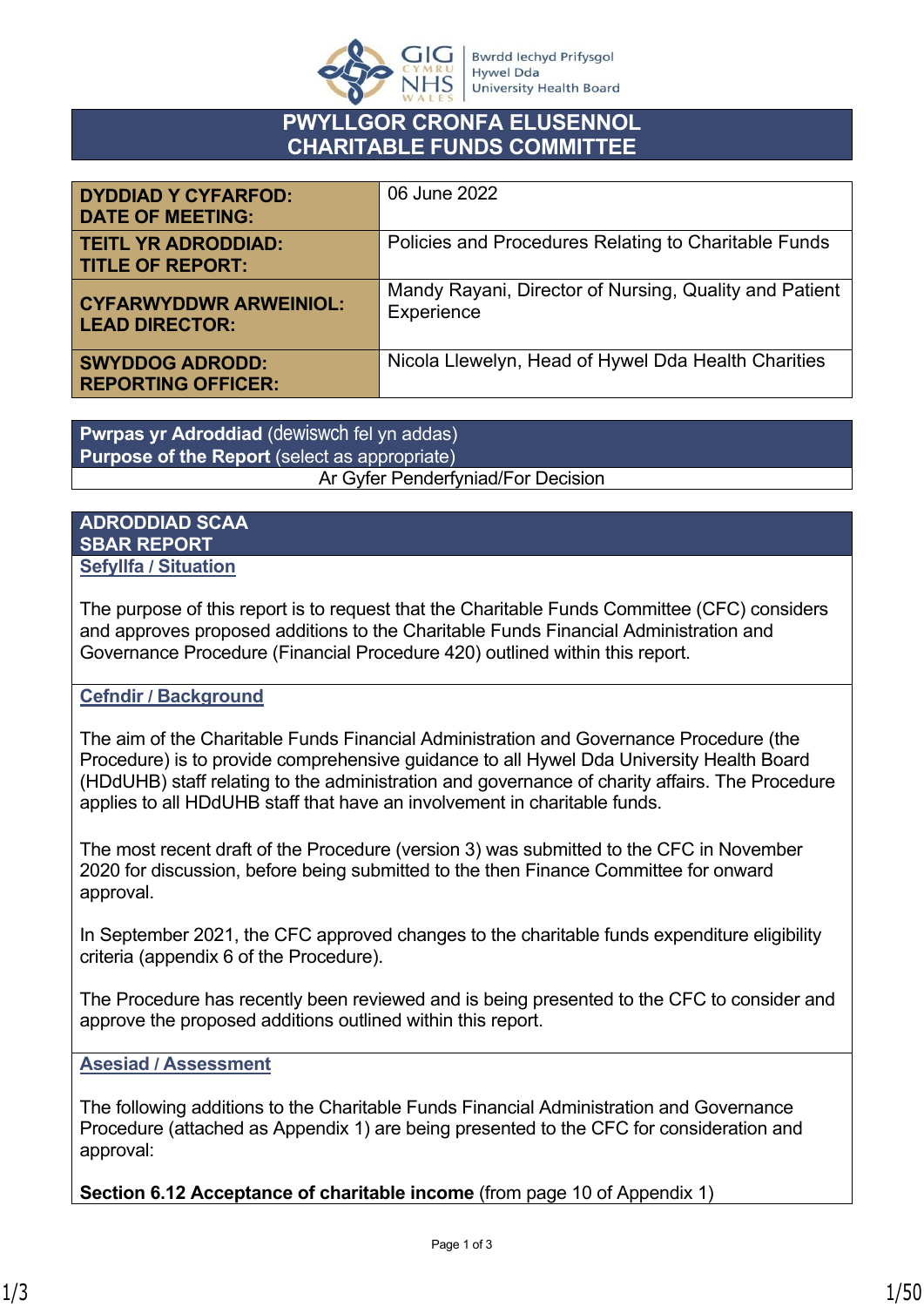# PWYLLGOR CRONFA ELUSENNOL
# CHARITABLE FUNDS COMMITTEE

| | |
|---|---|
| **DYDDIAD Y CYFARFOD: DATE OF MEETING:** | 06 June 2022 |
| **TEITL YR ADRODDIAD: TITLE OF REPORT:** | Policies and Procedures Relating to Charitable Funds |
| **CYFARWYDDWR ARWEINIOL: LEAD DIRECTOR:** | Mandy Rayani, Director of Nursing, Quality and Patient Experience |
| **SWYDDOG ADRODD: REPORTING OFFICER:** | Nicola Llewelyn, Head of Hywel Dda Health Charities |

| **Pwrpas yr Adroddiad** (dewiswch fel yn addas) **Purpose of the Report** (select as appropriate) |
|---|
| Ar Gyfer Penderfyniad/For Decision |

## ADRODDIAD SCAA
## SBAR REPORT

**Sefyllfa / Situation**

The purpose of this report is to request that the Charitable Funds Committee (CFC) considers and approves proposed additions to the Charitable Funds Financial Administration and Governance Procedure (Financial Procedure 420) outlined within this report.

**Cefndir / Background**

The aim of the Charitable Funds Financial Administration and Governance Procedure (the Procedure) is to provide comprehensive guidance to all Hywel Dda University Health Board (HDdUHB) staff relating to the administration and governance of charity affairs. The Procedure applies to all HDdUHB staff that have an involvement in charitable funds.

The most recent draft of the Procedure (version 3) was submitted to the CFC in November 2020 for discussion, before being submitted to the then Finance Committee for onward approval.

In September 2021, the CFC approved changes to the charitable funds expenditure eligibility criteria (appendix 6 of the Procedure).

The Procedure has recently been reviewed and is being presented to the CFC to consider and approve the proposed additions outlined within this report.

**Asesiad / Assessment**

The following additions to the Charitable Funds Financial Administration and Governance Procedure (attached as Appendix 1) are being presented to the CFC for consideration and approval:

**Section 6.12 Acceptance of charitable income** (from page 10 of Appendix 1)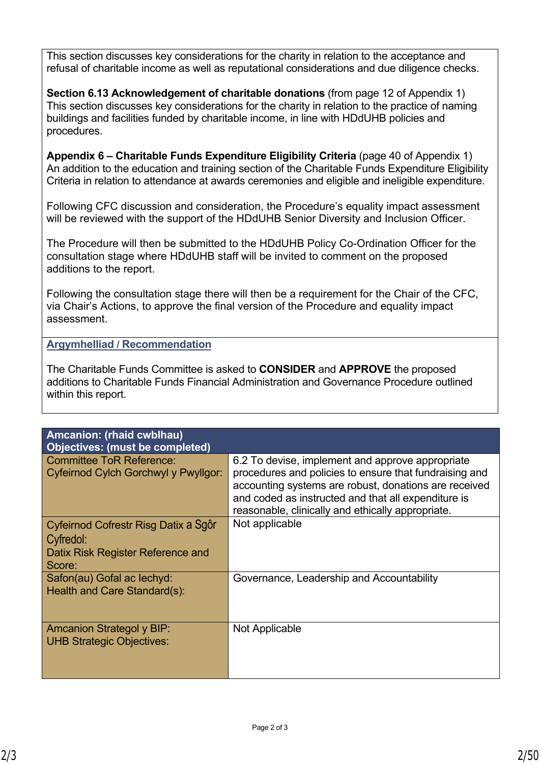This section discusses key considerations for the charity in relation to the acceptance and refusal of charitable income as well as reputational considerations and due diligence checks.

**Section 6.13 Acknowledgement of charitable donations** (from page 12 of Appendix 1)
This section discusses key considerations for the charity in relation to the practice of naming buildings and facilities funded by charitable income, in line with HDdUHB policies and procedures.

**Appendix 6 – Charitable Funds Expenditure Eligibility Criteria** (page 40 of Appendix 1)
An addition to the education and training section of the Charitable Funds Expenditure Eligibility Criteria in relation to attendance at awards ceremonies and eligible and ineligible expenditure.

Following CFC discussion and consideration, the Procedure's equality impact assessment will be reviewed with the support of the HDdUHB Senior Diversity and Inclusion Officer.

The Procedure will then be submitted to the HDdUHB Policy Co-Ordination Officer for the consultation stage where HDdUHB staff will be invited to comment on the proposed additions to the report.

Following the consultation stage there will then be a requirement for the Chair of the CFC, via Chair's Actions, to approve the final version of the Procedure and equality impact assessment.

## Argymhelliad / Recommendation

The Charitable Funds Committee is asked to **CONSIDER** and **APPROVE** the proposed additions to Charitable Funds Financial Administration and Governance Procedure outlined within this report.

| Amcanion: (rhaid cwblhau)<br>Objectives: (must be completed) | |
|---|---|
| Committee ToR Reference:<br>Cyfeirnod Cylch Gorchwyl y Pwyllgor: | 6.2 To devise, implement and approve appropriate procedures and policies to ensure that fundraising and accounting systems are robust, donations are received and coded as instructed and that all expenditure is reasonable, clinically and ethically appropriate. |
| Cyfeirnod Cofrestr Risg Datix a Sgôr Cyfredol:<br>Datix Risk Register Reference and Score: | Not applicable |
| Safon(au) Gofal ac Iechyd:<br>Health and Care Standard(s): | Governance, Leadership and Accountability |
| Amcanion Strategol y BIP:<br>UHB Strategic Objectives: | Not Applicable |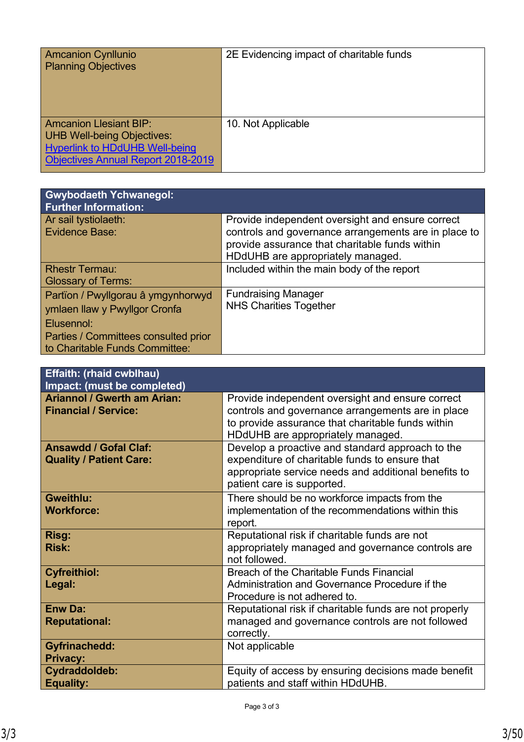| Amcanion Cynllunio<br>Planning Objectives | 2E Evidencing impact of charitable funds |
|---|---|
| Amcanion Llesiant BIP:<br>UHB Well-being Objectives:<br>[Hyperlink to HDdUHB Well-being Objectives Annual Report 2018-2019]() | 10. Not Applicable |

| **Gwybodaeth Ychwanegol:<br>Further Information:** | |
|---|---|
| Ar sail tystiolaeth:<br>Evidence Base: | Provide independent oversight and ensure correct controls and governance arrangements are in place to provide assurance that charitable funds within HDdUHB are appropriately managed. |
| Rhestr Termau:<br>Glossary of Terms: | Included within the main body of the report |
| Partïon / Pwyllgorau â ymgynhorwyd ymlaen llaw y Pwyllgor Cronfa Elusennol:<br>Parties / Committees consulted prior to Charitable Funds Committee: | Fundraising Manager<br>NHS Charities Together |

| **Effaith: (rhaid cwblhau)<br>Impact: (must be completed)** | |
|---|---|
| **Ariannol / Gwerth am Arian:<br>Financial / Service:** | Provide independent oversight and ensure correct controls and governance arrangements are in place to provide assurance that charitable funds within HDdUHB are appropriately managed. |
| **Ansawdd / Gofal Claf:<br>Quality / Patient Care:** | Develop a proactive and standard approach to the expenditure of charitable funds to ensure that appropriate service needs and additional benefits to patient care is supported. |
| **Gweithlu:<br>Workforce:** | There should be no workforce impacts from the implementation of the recommendations within this report. |
| **Risg:<br>Risk:** | Reputational risk if charitable funds are not appropriately managed and governance controls are not followed. |
| **Cyfreithiol:<br>Legal:** | Breach of the Charitable Funds Financial Administration and Governance Procedure if the Procedure is not adhered to. |
| **Enw Da:<br>Reputational:** | Reputational risk if charitable funds are not properly managed and governance controls are not followed correctly. |
| **Gyfrinachedd:<br>Privacy:** | Not applicable |
| **Cydraddoldeb:<br>Equality:** | Equity of access by ensuring decisions made benefit patients and staff within HDdUHB. |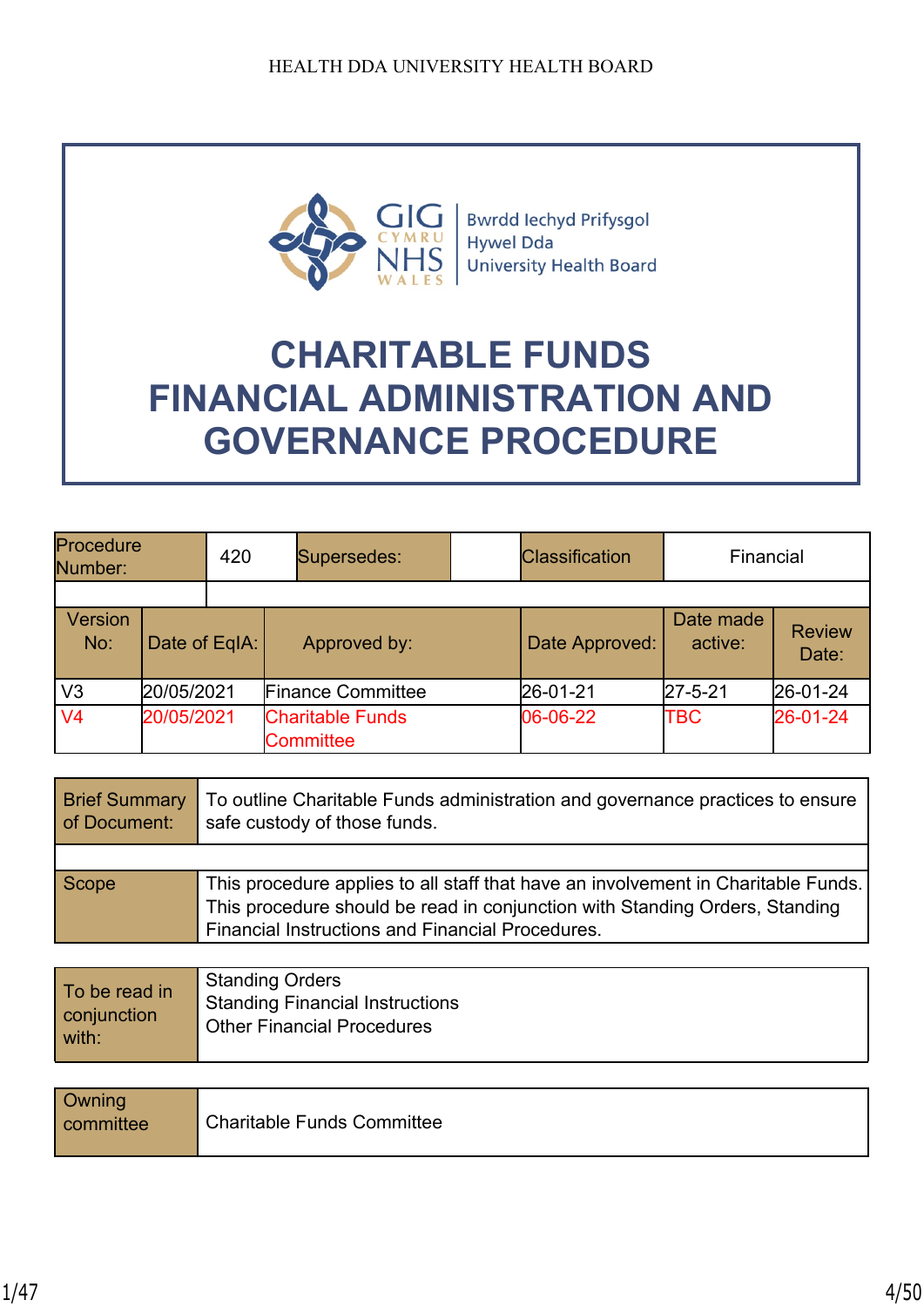HEALTH DDA UNIVERSITY HEALTH BOARD

Bwrdd Iechyd Prifysgol Hywel Dda University Health Board

# CHARITABLE FUNDS FINANCIAL ADMINISTRATION AND GOVERNANCE PROCEDURE

| Procedure Number: | 420 | Supersedes: | | Classification | Financial |
|---|---|---|---|---|---|

| Version No: | Date of EqIA: | Approved by: | Date Approved: | Date made active: | Review Date: |
|---|---|---|---|---|---|
| V3 | 20/05/2021 | Finance Committee | 26-01-21 | 27-5-21 | 26-01-24 |
| V4 | 20/05/2021 | Charitable Funds Committee | 06-06-22 | TBC | 26-01-24 |

| | |
|---|---|
| Brief Summary of Document: | To outline Charitable Funds administration and governance practices to ensure safe custody of those funds. |
| Scope | This procedure applies to all staff that have an involvement in Charitable Funds. This procedure should be read in conjunction with Standing Orders, Standing Financial Instructions and Financial Procedures. |

| | |
|---|---|
| To be read in conjunction with: | Standing Orders<br>Standing Financial Instructions<br>Other Financial Procedures |

| | |
|---|---|
| Owning committee | Charitable Funds Committee |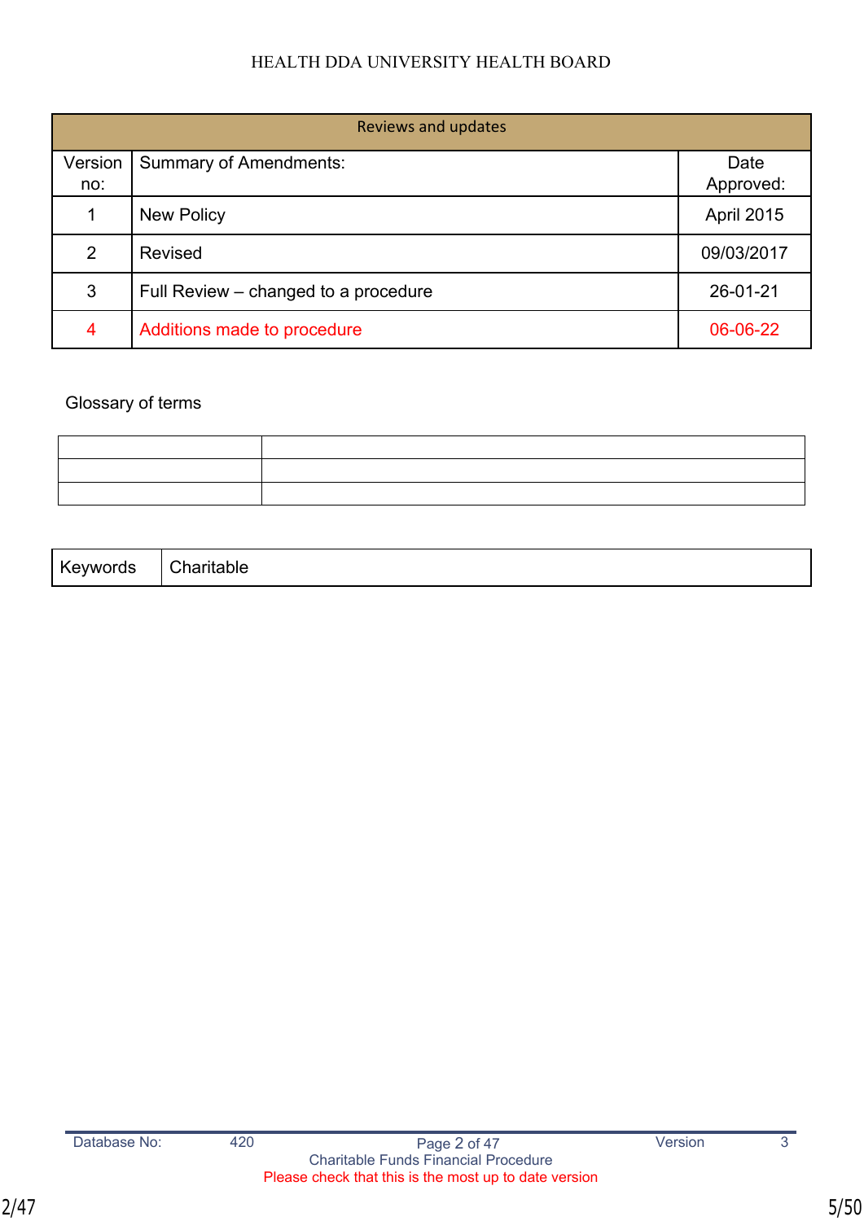| Reviews and updates | | |
|---|---|---|
| Version no: | Summary of Amendments: | Date Approved: |
| 1 | New Policy | April 2015 |
| 2 | Revised | 09/03/2017 |
| 3 | Full Review – changed to a procedure | 26-01-21 |
| 4 | Additions made to procedure | 06-06-22 |

Glossary of terms

| | |
|---|---|
| | |
| | |
| | |

| Keywords | Charitable |
|---|---|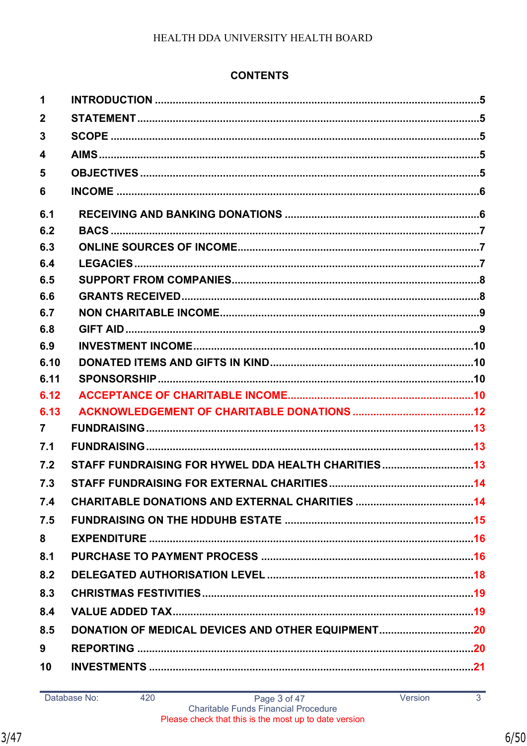## CONTENTS

| | | |
|---|---|---|
| 1 | INTRODUCTION | 5 |
| 2 | STATEMENT | 5 |
| 3 | SCOPE | 5 |
| 4 | AIMS | 5 |
| 5 | OBJECTIVES | 5 |
| 6 | INCOME | 6 |
| 6.1 | RECEIVING AND BANKING DONATIONS | 6 |
| 6.2 | BACS | 7 |
| 6.3 | ONLINE SOURCES OF INCOME | 7 |
| 6.4 | LEGACIES | 7 |
| 6.5 | SUPPORT FROM COMPANIES | 8 |
| 6.6 | GRANTS RECEIVED | 8 |
| 6.7 | NON CHARITABLE INCOME | 9 |
| 6.8 | GIFT AID | 9 |
| 6.9 | INVESTMENT INCOME | 10 |
| 6.10 | DONATED ITEMS AND GIFTS IN KIND | 10 |
| 6.11 | SPONSORSHIP | 10 |
| 6.12 | ACCEPTANCE OF CHARITABLE INCOME | 10 |
| 6.13 | ACKNOWLEDGEMENT OF CHARITABLE DONATIONS | 12 |
| 7 | FUNDRAISING | 13 |
| 7.1 | FUNDRAISING | 13 |
| 7.2 | STAFF FUNDRAISING FOR HYWEL DDA HEALTH CHARITIES | 13 |
| 7.3 | STAFF FUNDRAISING FOR EXTERNAL CHARITIES | 14 |
| 7.4 | CHARITABLE DONATIONS AND EXTERNAL CHARITIES | 14 |
| 7.5 | FUNDRAISING ON THE HDDUHB ESTATE | 15 |
| 8 | EXPENDITURE | 16 |
| 8.1 | PURCHASE TO PAYMENT PROCESS | 16 |
| 8.2 | DELEGATED AUTHORISATION LEVEL | 18 |
| 8.3 | CHRISTMAS FESTIVITIES | 19 |
| 8.4 | VALUE ADDED TAX | 19 |
| 8.5 | DONATION OF MEDICAL DEVICES AND OTHER EQUIPMENT | 20 |
| 9 | REPORTING | 20 |
| 10 | INVESTMENTS | 21 |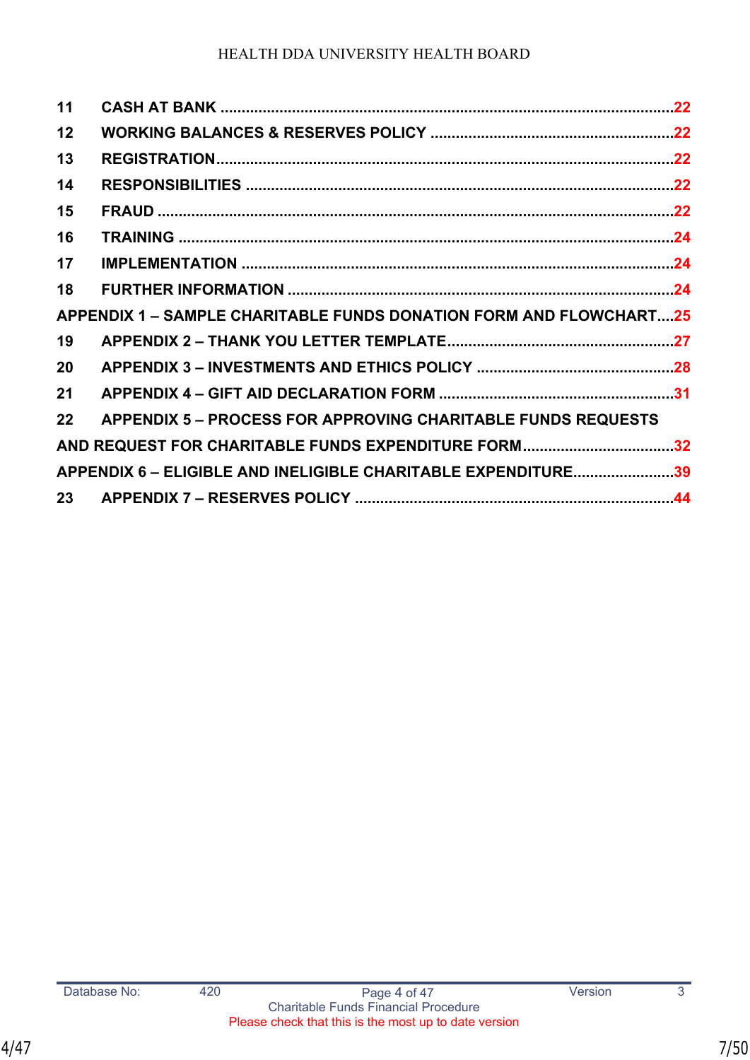11 CASH AT BANK ........................................................................................................22

12 WORKING BALANCES & RESERVES POLICY .........................................................22

13 REGISTRATION..........................................................................................................22

14 RESPONSIBILITIES ....................................................................................................22

15 FRAUD ........................................................................................................................22

16 TRAINING ...................................................................................................................24

17 IMPLEMENTATION .....................................................................................................24

18 FURTHER INFORMATION ..........................................................................................24

APPENDIX 1 – SAMPLE CHARITABLE FUNDS DONATION FORM AND FLOWCHART....25

19 APPENDIX 2 – THANK YOU LETTER TEMPLATE.....................................................27

20 APPENDIX 3 – INVESTMENTS AND ETHICS POLICY ..............................................28

21 APPENDIX 4 – GIFT AID DECLARATION FORM .......................................................31

22 APPENDIX 5 – PROCESS FOR APPROVING CHARITABLE FUNDS REQUESTS AND REQUEST FOR CHARITABLE FUNDS EXPENDITURE FORM....................................32

APPENDIX 6 – ELIGIBLE AND INELIGIBLE CHARITABLE EXPENDITURE........................39

23 APPENDIX 7 – RESERVES POLICY ...........................................................................44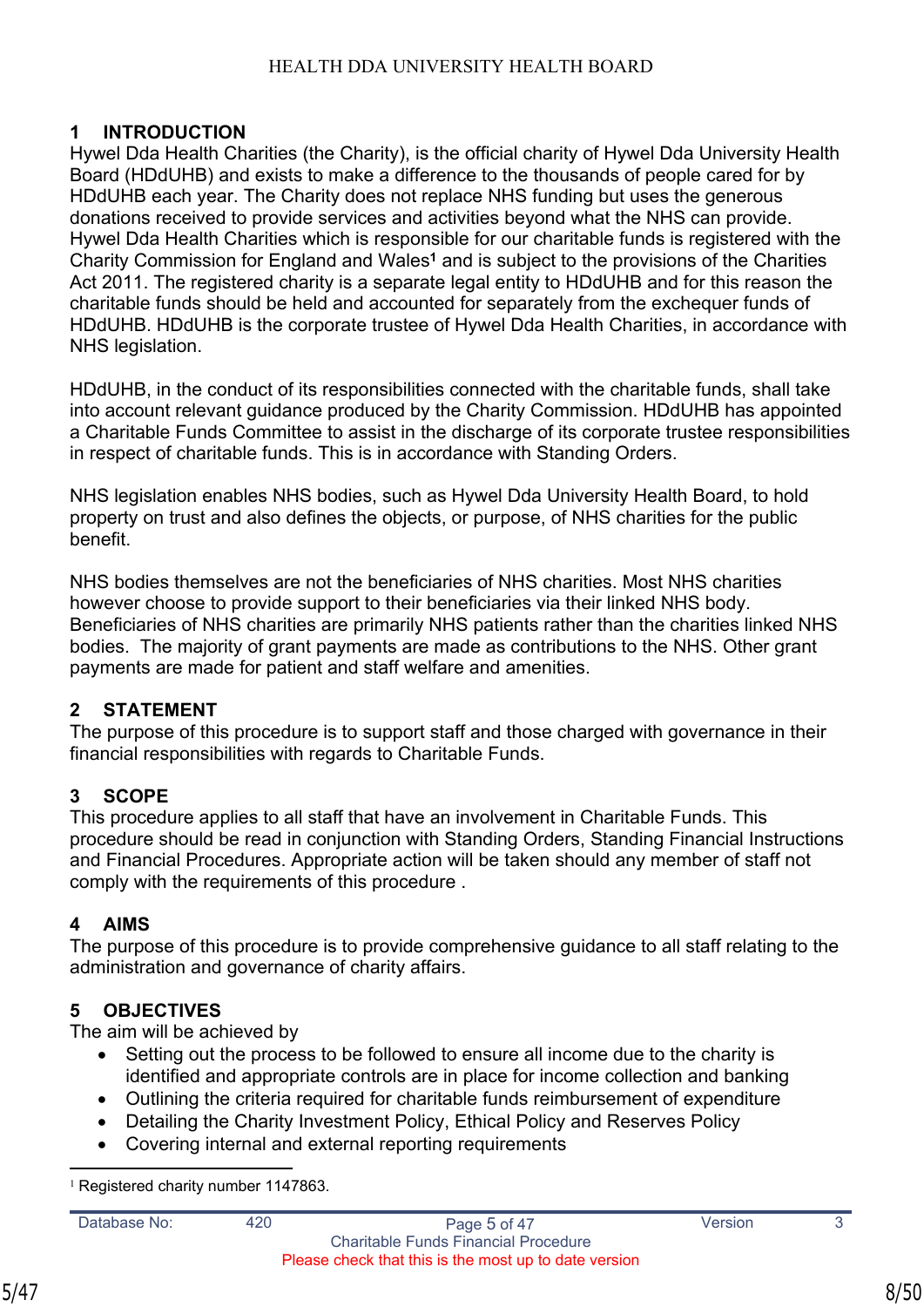## 1 INTRODUCTION

Hywel Dda Health Charities (the Charity), is the official charity of Hywel Dda University Health Board (HDdUHB) and exists to make a difference to the thousands of people cared for by HDdUHB each year. The Charity does not replace NHS funding but uses the generous donations received to provide services and activities beyond what the NHS can provide. Hywel Dda Health Charities which is responsible for our charitable funds is registered with the Charity Commission for England and Wales[1] and is subject to the provisions of the Charities Act 2011. The registered charity is a separate legal entity to HDdUHB and for this reason the charitable funds should be held and accounted for separately from the exchequer funds of HDdUHB. HDdUHB is the corporate trustee of Hywel Dda Health Charities, in accordance with NHS legislation.

HDdUHB, in the conduct of its responsibilities connected with the charitable funds, shall take into account relevant guidance produced by the Charity Commission. HDdUHB has appointed a Charitable Funds Committee to assist in the discharge of its corporate trustee responsibilities in respect of charitable funds. This is in accordance with Standing Orders.

NHS legislation enables NHS bodies, such as Hywel Dda University Health Board, to hold property on trust and also defines the objects, or purpose, of NHS charities for the public benefit.

NHS bodies themselves are not the beneficiaries of NHS charities. Most NHS charities however choose to provide support to their beneficiaries via their linked NHS body. Beneficiaries of NHS charities are primarily NHS patients rather than the charities linked NHS bodies. The majority of grant payments are made as contributions to the NHS. Other grant payments are made for patient and staff welfare and amenities.

## 2 STATEMENT

The purpose of this procedure is to support staff and those charged with governance in their financial responsibilities with regards to Charitable Funds.

## 3 SCOPE

This procedure applies to all staff that have an involvement in Charitable Funds. This procedure should be read in conjunction with Standing Orders, Standing Financial Instructions and Financial Procedures. Appropriate action will be taken should any member of staff not comply with the requirements of this procedure .

## 4 AIMS

The purpose of this procedure is to provide comprehensive guidance to all staff relating to the administration and governance of charity affairs.

## 5 OBJECTIVES

The aim will be achieved by

- Setting out the process to be followed to ensure all income due to the charity is identified and appropriate controls are in place for income collection and banking
- Outlining the criteria required for charitable funds reimbursement of expenditure
- Detailing the Charity Investment Policy, Ethical Policy and Reserves Policy
- Covering internal and external reporting requirements

---

[1] Registered charity number 1147863.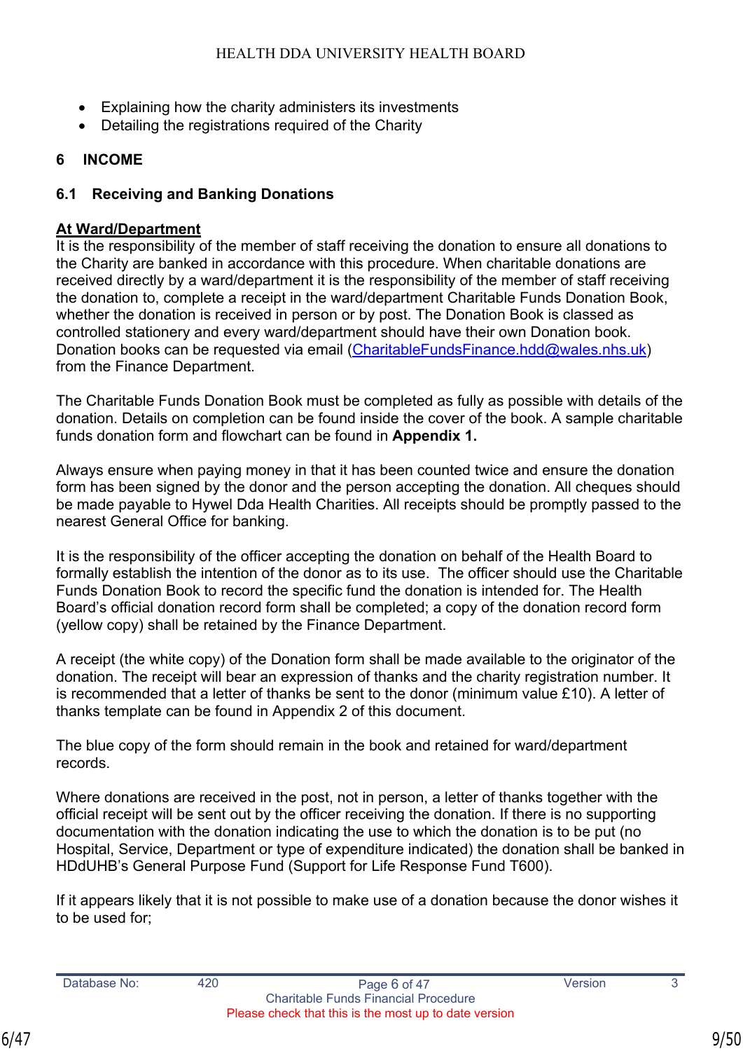- Explaining how the charity administers its investments
- Detailing the registrations required of the Charity

## 6 INCOME

### 6.1 Receiving and Banking Donations

**At Ward/Department**

It is the responsibility of the member of staff receiving the donation to ensure all donations to the Charity are banked in accordance with this procedure. When charitable donations are received directly by a ward/department it is the responsibility of the member of staff receiving the donation to, complete a receipt in the ward/department Charitable Funds Donation Book, whether the donation is received in person or by post. The Donation Book is classed as controlled stationery and every ward/department should have their own Donation book. Donation books can be requested via email (CharitableFundsFinance.hdd@wales.nhs.uk) from the Finance Department.

The Charitable Funds Donation Book must be completed as fully as possible with details of the donation. Details on completion can be found inside the cover of the book. A sample charitable funds donation form and flowchart can be found in **Appendix 1.**

Always ensure when paying money in that it has been counted twice and ensure the donation form has been signed by the donor and the person accepting the donation. All cheques should be made payable to Hywel Dda Health Charities. All receipts should be promptly passed to the nearest General Office for banking.

It is the responsibility of the officer accepting the donation on behalf of the Health Board to formally establish the intention of the donor as to its use. The officer should use the Charitable Funds Donation Book to record the specific fund the donation is intended for. The Health Board's official donation record form shall be completed; a copy of the donation record form (yellow copy) shall be retained by the Finance Department.

A receipt (the white copy) of the Donation form shall be made available to the originator of the donation. The receipt will bear an expression of thanks and the charity registration number. It is recommended that a letter of thanks be sent to the donor (minimum value £10). A letter of thanks template can be found in Appendix 2 of this document.

The blue copy of the form should remain in the book and retained for ward/department records.

Where donations are received in the post, not in person, a letter of thanks together with the official receipt will be sent out by the officer receiving the donation. If there is no supporting documentation with the donation indicating the use to which the donation is to be put (no Hospital, Service, Department or type of expenditure indicated) the donation shall be banked in HDdUHB's General Purpose Fund (Support for Life Response Fund T600).

If it appears likely that it is not possible to make use of a donation because the donor wishes it to be used for;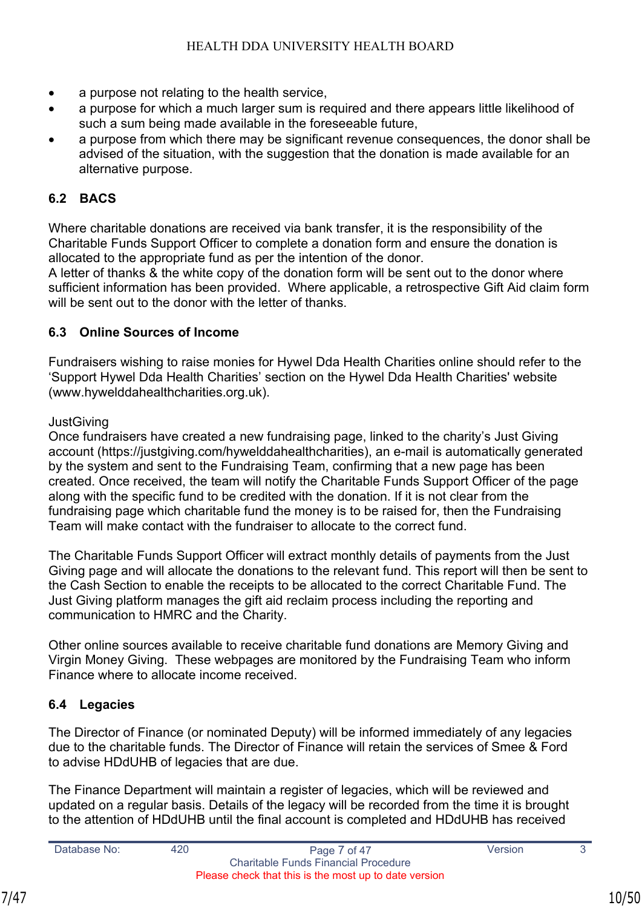- a purpose not relating to the health service,
- a purpose for which a much larger sum is required and there appears little likelihood of such a sum being made available in the foreseeable future,
- a purpose from which there may be significant revenue consequences, the donor shall be advised of the situation, with the suggestion that the donation is made available for an alternative purpose.

### 6.2 BACS

Where charitable donations are received via bank transfer, it is the responsibility of the Charitable Funds Support Officer to complete a donation form and ensure the donation is allocated to the appropriate fund as per the intention of the donor.
A letter of thanks & the white copy of the donation form will be sent out to the donor where sufficient information has been provided. Where applicable, a retrospective Gift Aid claim form will be sent out to the donor with the letter of thanks.

### 6.3 Online Sources of Income

Fundraisers wishing to raise monies for Hywel Dda Health Charities online should refer to the 'Support Hywel Dda Health Charities' section on the Hywel Dda Health Charities' website (www.hywelddahealthcharities.org.uk).

JustGiving
Once fundraisers have created a new fundraising page, linked to the charity's Just Giving account (https://justgiving.com/hywelddahealthcharities), an e-mail is automatically generated by the system and sent to the Fundraising Team, confirming that a new page has been created. Once received, the team will notify the Charitable Funds Support Officer of the page along with the specific fund to be credited with the donation. If it is not clear from the fundraising page which charitable fund the money is to be raised for, then the Fundraising Team will make contact with the fundraiser to allocate to the correct fund.

The Charitable Funds Support Officer will extract monthly details of payments from the Just Giving page and will allocate the donations to the relevant fund. This report will then be sent to the Cash Section to enable the receipts to be allocated to the correct Charitable Fund. The Just Giving platform manages the gift aid reclaim process including the reporting and communication to HMRC and the Charity.

Other online sources available to receive charitable fund donations are Memory Giving and Virgin Money Giving. These webpages are monitored by the Fundraising Team who inform Finance where to allocate income received.

### 6.4 Legacies

The Director of Finance (or nominated Deputy) will be informed immediately of any legacies due to the charitable funds. The Director of Finance will retain the services of Smee & Ford to advise HDdUHB of legacies that are due.

The Finance Department will maintain a register of legacies, which will be reviewed and updated on a regular basis. Details of the legacy will be recorded from the time it is brought to the attention of HDdUHB until the final account is completed and HDdUHB has received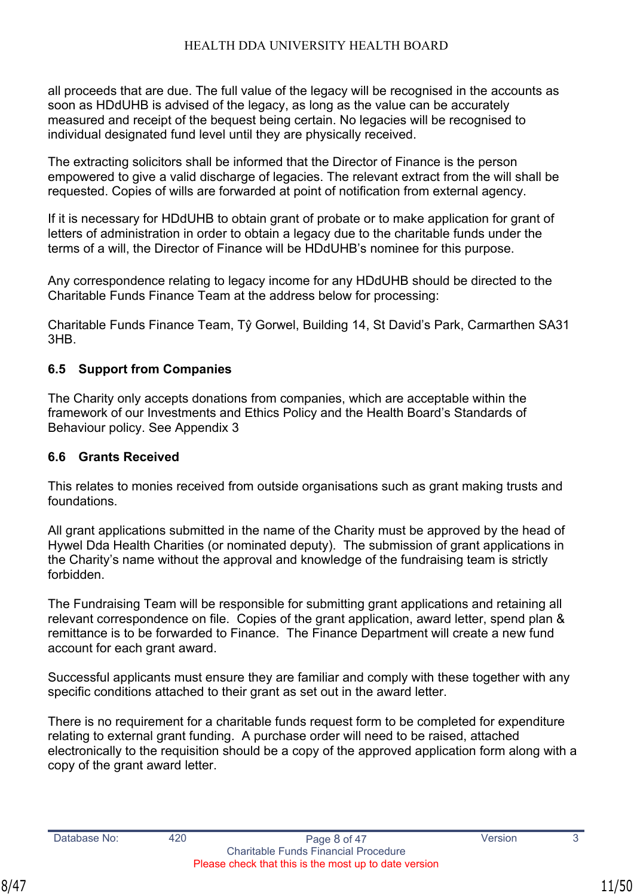all proceeds that are due. The full value of the legacy will be recognised in the accounts as soon as HDdUHB is advised of the legacy, as long as the value can be accurately measured and receipt of the bequest being certain. No legacies will be recognised to individual designated fund level until they are physically received.

The extracting solicitors shall be informed that the Director of Finance is the person empowered to give a valid discharge of legacies. The relevant extract from the will shall be requested. Copies of wills are forwarded at point of notification from external agency.

If it is necessary for HDdUHB to obtain grant of probate or to make application for grant of letters of administration in order to obtain a legacy due to the charitable funds under the terms of a will, the Director of Finance will be HDdUHB's nominee for this purpose.

Any correspondence relating to legacy income for any HDdUHB should be directed to the Charitable Funds Finance Team at the address below for processing:

Charitable Funds Finance Team, Tŷ Gorwel, Building 14, St David's Park, Carmarthen SA31 3HB.

### 6.5 Support from Companies

The Charity only accepts donations from companies, which are acceptable within the framework of our Investments and Ethics Policy and the Health Board's Standards of Behaviour policy. See Appendix 3

### 6.6 Grants Received

This relates to monies received from outside organisations such as grant making trusts and foundations.

All grant applications submitted in the name of the Charity must be approved by the head of Hywel Dda Health Charities (or nominated deputy). The submission of grant applications in the Charity's name without the approval and knowledge of the fundraising team is strictly forbidden.

The Fundraising Team will be responsible for submitting grant applications and retaining all relevant correspondence on file. Copies of the grant application, award letter, spend plan & remittance is to be forwarded to Finance. The Finance Department will create a new fund account for each grant award.

Successful applicants must ensure they are familiar and comply with these together with any specific conditions attached to their grant as set out in the award letter.

There is no requirement for a charitable funds request form to be completed for expenditure relating to external grant funding. A purchase order will need to be raised, attached electronically to the requisition should be a copy of the approved application form along with a copy of the grant award letter.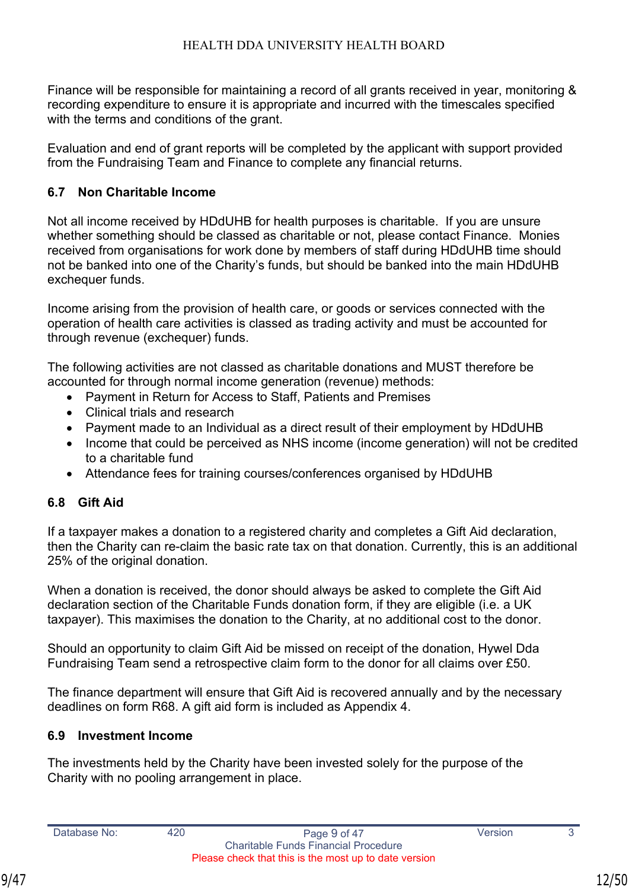Finance will be responsible for maintaining a record of all grants received in year, monitoring & recording expenditure to ensure it is appropriate and incurred with the timescales specified with the terms and conditions of the grant.

Evaluation and end of grant reports will be completed by the applicant with support provided from the Fundraising Team and Finance to complete any financial returns.

### 6.7 Non Charitable Income

Not all income received by HDdUHB for health purposes is charitable. If you are unsure whether something should be classed as charitable or not, please contact Finance. Monies received from organisations for work done by members of staff during HDdUHB time should not be banked into one of the Charity's funds, but should be banked into the main HDdUHB exchequer funds.

Income arising from the provision of health care, or goods or services connected with the operation of health care activities is classed as trading activity and must be accounted for through revenue (exchequer) funds.

The following activities are not classed as charitable donations and MUST therefore be accounted for through normal income generation (revenue) methods:

- Payment in Return for Access to Staff, Patients and Premises
- Clinical trials and research
- Payment made to an Individual as a direct result of their employment by HDdUHB
- Income that could be perceived as NHS income (income generation) will not be credited to a charitable fund
- Attendance fees for training courses/conferences organised by HDdUHB

### 6.8 Gift Aid

If a taxpayer makes a donation to a registered charity and completes a Gift Aid declaration, then the Charity can re-claim the basic rate tax on that donation. Currently, this is an additional 25% of the original donation.

When a donation is received, the donor should always be asked to complete the Gift Aid declaration section of the Charitable Funds donation form, if they are eligible (i.e. a UK taxpayer). This maximises the donation to the Charity, at no additional cost to the donor.

Should an opportunity to claim Gift Aid be missed on receipt of the donation, Hywel Dda Fundraising Team send a retrospective claim form to the donor for all claims over £50.

The finance department will ensure that Gift Aid is recovered annually and by the necessary deadlines on form R68. A gift aid form is included as Appendix 4.

### 6.9 Investment Income

The investments held by the Charity have been invested solely for the purpose of the Charity with no pooling arrangement in place.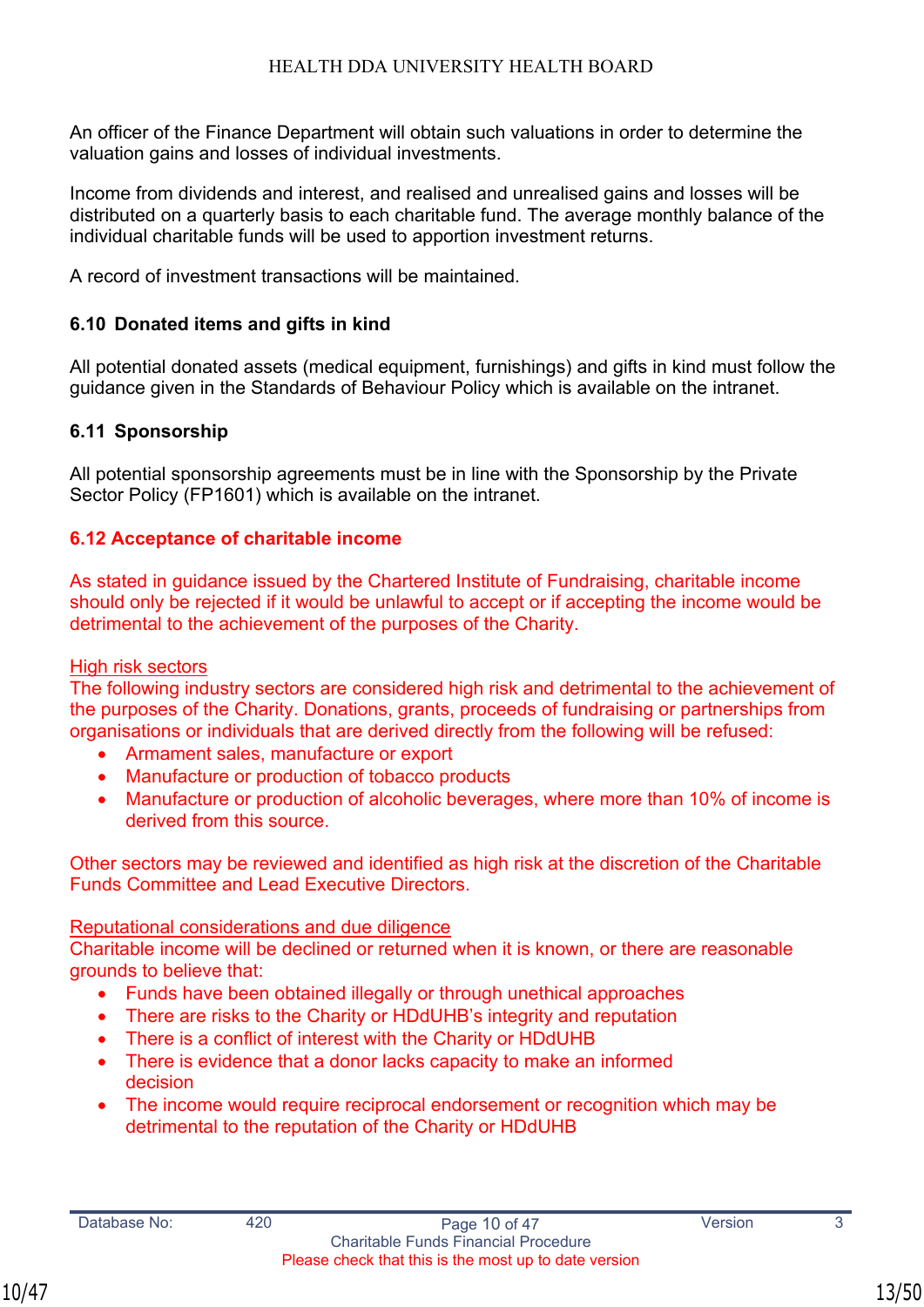An officer of the Finance Department will obtain such valuations in order to determine the valuation gains and losses of individual investments.

Income from dividends and interest, and realised and unrealised gains and losses will be distributed on a quarterly basis to each charitable fund. The average monthly balance of the individual charitable funds will be used to apportion investment returns.

A record of investment transactions will be maintained.

### 6.10 Donated items and gifts in kind

All potential donated assets (medical equipment, furnishings) and gifts in kind must follow the guidance given in the Standards of Behaviour Policy which is available on the intranet.

### 6.11 Sponsorship

All potential sponsorship agreements must be in line with the Sponsorship by the Private Sector Policy (FP1601) which is available on the intranet.

### 6.12 Acceptance of charitable income

As stated in guidance issued by the Chartered Institute of Fundraising, charitable income should only be rejected if it would be unlawful to accept or if accepting the income would be detrimental to the achievement of the purposes of the Charity.

High risk sectors

The following industry sectors are considered high risk and detrimental to the achievement of the purposes of the Charity. Donations, grants, proceeds of fundraising or partnerships from organisations or individuals that are derived directly from the following will be refused:

- Armament sales, manufacture or export
- Manufacture or production of tobacco products
- Manufacture or production of alcoholic beverages, where more than 10% of income is derived from this source.

Other sectors may be reviewed and identified as high risk at the discretion of the Charitable Funds Committee and Lead Executive Directors.

Reputational considerations and due diligence

Charitable income will be declined or returned when it is known, or there are reasonable grounds to believe that:

- Funds have been obtained illegally or through unethical approaches
- There are risks to the Charity or HDdUHB's integrity and reputation
- There is a conflict of interest with the Charity or HDdUHB
- There is evidence that a donor lacks capacity to make an informed decision
- The income would require reciprocal endorsement or recognition which may be detrimental to the reputation of the Charity or HDdUHB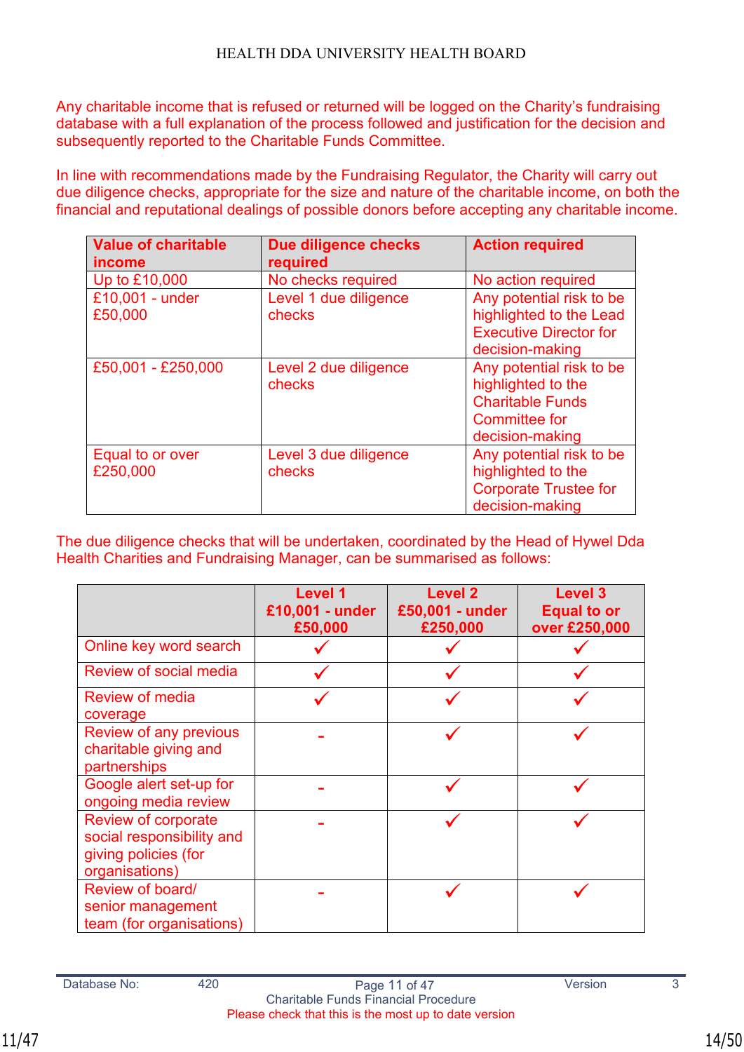Any charitable income that is refused or returned will be logged on the Charity's fundraising database with a full explanation of the process followed and justification for the decision and subsequently reported to the Charitable Funds Committee.

In line with recommendations made by the Fundraising Regulator, the Charity will carry out due diligence checks, appropriate for the size and nature of the charitable income, on both the financial and reputational dealings of possible donors before accepting any charitable income.

| Value of charitable income | Due diligence checks required | Action required |
| --- | --- | --- |
| Up to £10,000 | No checks required | No action required |
| £10,001 - under £50,000 | Level 1 due diligence checks | Any potential risk to be highlighted to the Lead Executive Director for decision-making |
| £50,001 - £250,000 | Level 2 due diligence checks | Any potential risk to be highlighted to the Charitable Funds Committee for decision-making |
| Equal to or over £250,000 | Level 3 due diligence checks | Any potential risk to be highlighted to the Corporate Trustee for decision-making |

The due diligence checks that will be undertaken, coordinated by the Head of Hywel Dda Health Charities and Fundraising Manager, can be summarised as follows:

| | Level 1 £10,001 - under £50,000 | Level 2 £50,001 - under £250,000 | Level 3 Equal to or over £250,000 |
| --- | --- | --- | --- |
| Online key word search | ✓ | ✓ | ✓ |
| Review of social media | ✓ | ✓ | ✓ |
| Review of media coverage | ✓ | ✓ | ✓ |
| Review of any previous charitable giving and partnerships | - | ✓ | ✓ |
| Google alert set-up for ongoing media review | - | ✓ | ✓ |
| Review of corporate social responsibility and giving policies (for organisations) | - | ✓ | ✓ |
| Review of board/ senior management team (for organisations) | - | ✓ | ✓ |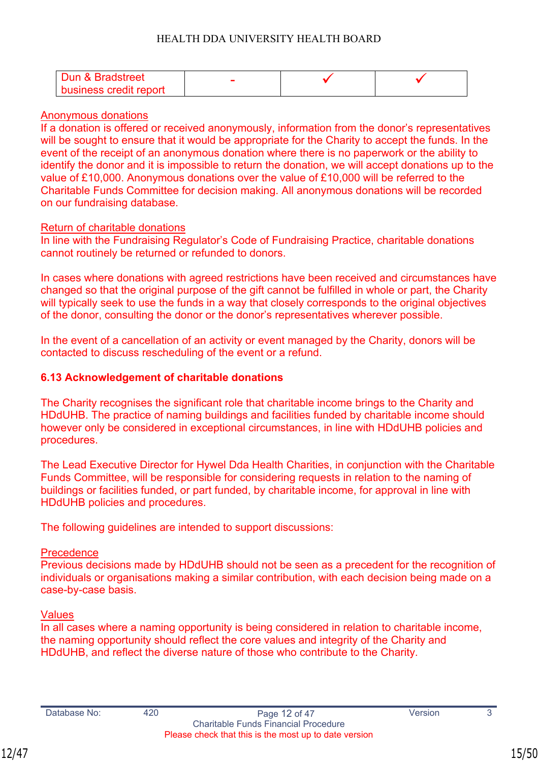| Dun & Bradstreet business credit report | - | ✓ | ✓ |
|---|---|---|---|

<u>Anonymous donations</u>
If a donation is offered or received anonymously, information from the donor's representatives will be sought to ensure that it would be appropriate for the Charity to accept the funds. In the event of the receipt of an anonymous donation where there is no paperwork or the ability to identify the donor and it is impossible to return the donation, we will accept donations up to the value of £10,000. Anonymous donations over the value of £10,000 will be referred to the Charitable Funds Committee for decision making. All anonymous donations will be recorded on our fundraising database.

<u>Return of charitable donations</u>
In line with the Fundraising Regulator's Code of Fundraising Practice, charitable donations cannot routinely be returned or refunded to donors.

In cases where donations with agreed restrictions have been received and circumstances have changed so that the original purpose of the gift cannot be fulfilled in whole or part, the Charity will typically seek to use the funds in a way that closely corresponds to the original objectives of the donor, consulting the donor or the donor's representatives wherever possible.

In the event of a cancellation of an activity or event managed by the Charity, donors will be contacted to discuss rescheduling of the event or a refund.

### 6.13 Acknowledgement of charitable donations

The Charity recognises the significant role that charitable income brings to the Charity and HDdUHB. The practice of naming buildings and facilities funded by charitable income should however only be considered in exceptional circumstances, in line with HDdUHB policies and procedures.

The Lead Executive Director for Hywel Dda Health Charities, in conjunction with the Charitable Funds Committee, will be responsible for considering requests in relation to the naming of buildings or facilities funded, or part funded, by charitable income, for approval in line with HDdUHB policies and procedures.

The following guidelines are intended to support discussions:

<u>Precedence</u>
Previous decisions made by HDdUHB should not be seen as a precedent for the recognition of individuals or organisations making a similar contribution, with each decision being made on a case-by-case basis.

<u>Values</u>
In all cases where a naming opportunity is being considered in relation to charitable income, the naming opportunity should reflect the core values and integrity of the Charity and HDdUHB, and reflect the diverse nature of those who contribute to the Charity.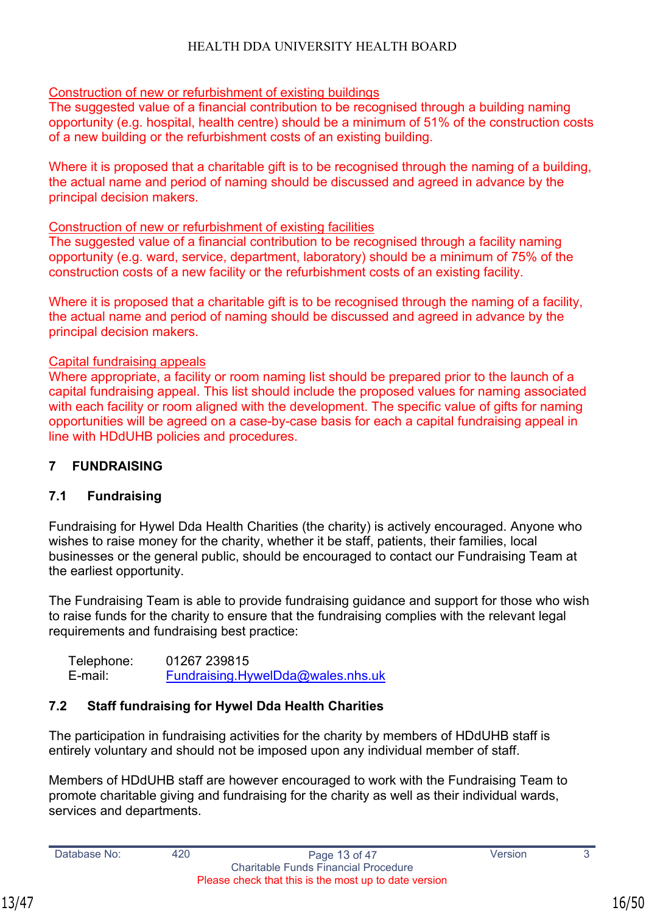Construction of new or refurbishment of existing buildings
The suggested value of a financial contribution to be recognised through a building naming opportunity (e.g. hospital, health centre) should be a minimum of 51% of the construction costs of a new building or the refurbishment costs of an existing building.

Where it is proposed that a charitable gift is to be recognised through the naming of a building, the actual name and period of naming should be discussed and agreed in advance by the principal decision makers.

Construction of new or refurbishment of existing facilities
The suggested value of a financial contribution to be recognised through a facility naming opportunity (e.g. ward, service, department, laboratory) should be a minimum of 75% of the construction costs of a new facility or the refurbishment costs of an existing facility.

Where it is proposed that a charitable gift is to be recognised through the naming of a facility, the actual name and period of naming should be discussed and agreed in advance by the principal decision makers.

Capital fundraising appeals
Where appropriate, a facility or room naming list should be prepared prior to the launch of a capital fundraising appeal. This list should include the proposed values for naming associated with each facility or room aligned with the development. The specific value of gifts for naming opportunities will be agreed on a case-by-case basis for each a capital fundraising appeal in line with HDdUHB policies and procedures.

## 7 FUNDRAISING

### 7.1 Fundraising

Fundraising for Hywel Dda Health Charities (the charity) is actively encouraged. Anyone who wishes to raise money for the charity, whether it be staff, patients, their families, local businesses or the general public, should be encouraged to contact our Fundraising Team at the earliest opportunity.

The Fundraising Team is able to provide fundraising guidance and support for those who wish to raise funds for the charity to ensure that the fundraising complies with the relevant legal requirements and fundraising best practice:

Telephone: 01267 239815
E-mail: Fundraising.HywelDda@wales.nhs.uk

### 7.2 Staff fundraising for Hywel Dda Health Charities

The participation in fundraising activities for the charity by members of HDdUHB staff is entirely voluntary and should not be imposed upon any individual member of staff.

Members of HDdUHB staff are however encouraged to work with the Fundraising Team to promote charitable giving and fundraising for the charity as well as their individual wards, services and departments.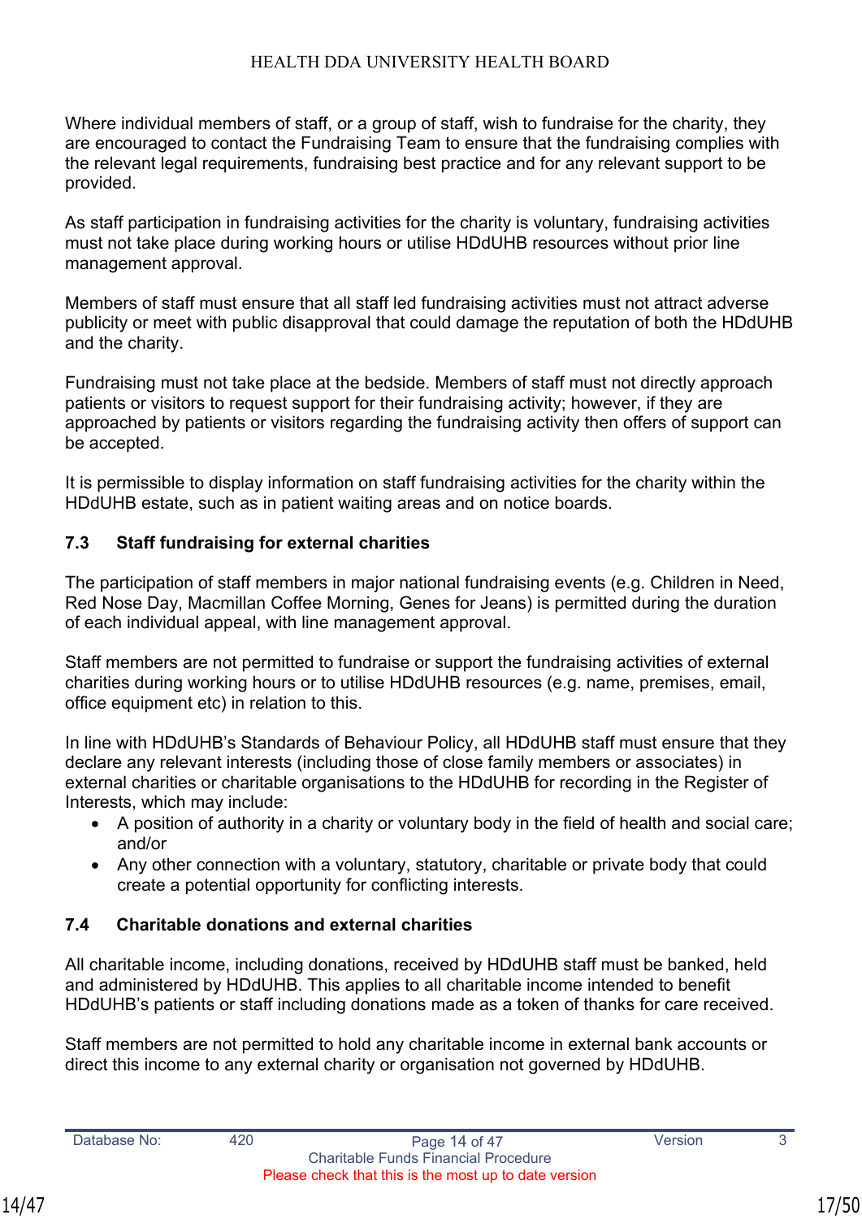Where individual members of staff, or a group of staff, wish to fundraise for the charity, they are encouraged to contact the Fundraising Team to ensure that the fundraising complies with the relevant legal requirements, fundraising best practice and for any relevant support to be provided.

As staff participation in fundraising activities for the charity is voluntary, fundraising activities must not take place during working hours or utilise HDdUHB resources without prior line management approval.

Members of staff must ensure that all staff led fundraising activities must not attract adverse publicity or meet with public disapproval that could damage the reputation of both the HDdUHB and the charity.

Fundraising must not take place at the bedside. Members of staff must not directly approach patients or visitors to request support for their fundraising activity; however, if they are approached by patients or visitors regarding the fundraising activity then offers of support can be accepted.

It is permissible to display information on staff fundraising activities for the charity within the HDdUHB estate, such as in patient waiting areas and on notice boards.

### 7.3 Staff fundraising for external charities

The participation of staff members in major national fundraising events (e.g. Children in Need, Red Nose Day, Macmillan Coffee Morning, Genes for Jeans) is permitted during the duration of each individual appeal, with line management approval.

Staff members are not permitted to fundraise or support the fundraising activities of external charities during working hours or to utilise HDdUHB resources (e.g. name, premises, email, office equipment etc) in relation to this.

In line with HDdUHB's Standards of Behaviour Policy, all HDdUHB staff must ensure that they declare any relevant interests (including those of close family members or associates) in external charities or charitable organisations to the HDdUHB for recording in the Register of Interests, which may include:

- A position of authority in a charity or voluntary body in the field of health and social care; and/or
- Any other connection with a voluntary, statutory, charitable or private body that could create a potential opportunity for conflicting interests.

### 7.4 Charitable donations and external charities

All charitable income, including donations, received by HDdUHB staff must be banked, held and administered by HDdUHB. This applies to all charitable income intended to benefit HDdUHB's patients or staff including donations made as a token of thanks for care received.

Staff members are not permitted to hold any charitable income in external bank accounts or direct this income to any external charity or organisation not governed by HDdUHB.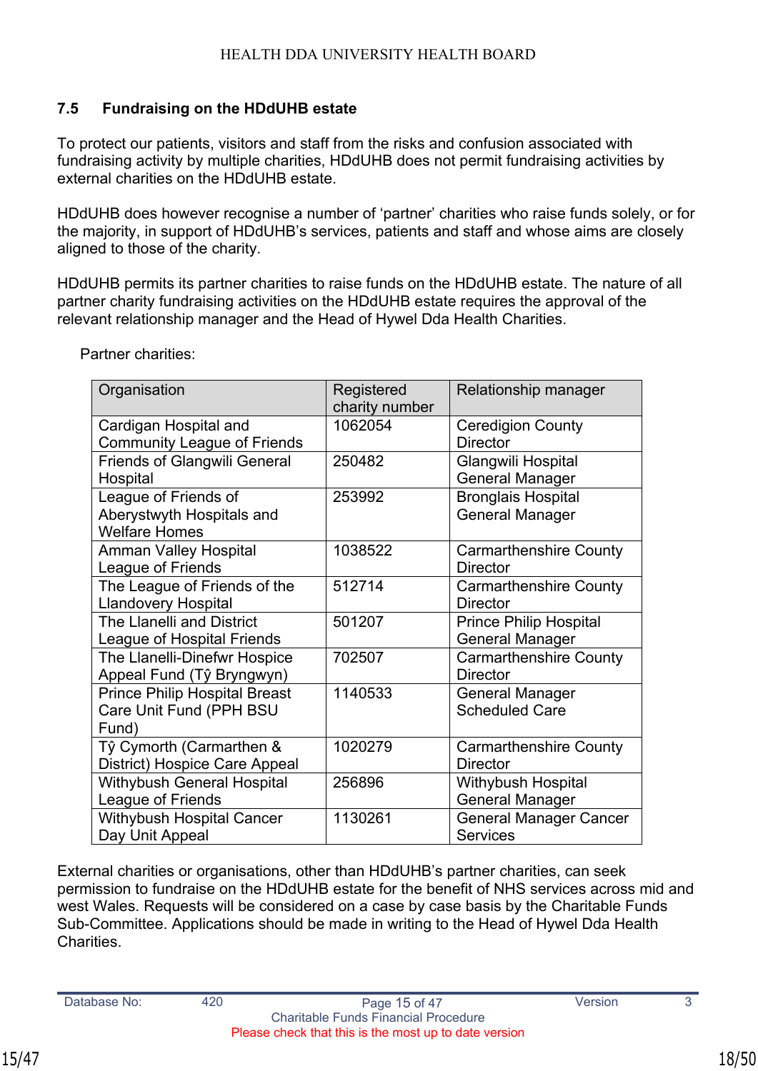## 7.5 Fundraising on the HDdUHB estate

To protect our patients, visitors and staff from the risks and confusion associated with fundraising activity by multiple charities, HDdUHB does not permit fundraising activities by external charities on the HDdUHB estate.

HDdUHB does however recognise a number of 'partner' charities who raise funds solely, or for the majority, in support of HDdUHB's services, patients and staff and whose aims are closely aligned to those of the charity.

HDdUHB permits its partner charities to raise funds on the HDdUHB estate. The nature of all partner charity fundraising activities on the HDdUHB estate requires the approval of the relevant relationship manager and the Head of Hywel Dda Health Charities.

Partner charities:

| Organisation | Registered charity number | Relationship manager |
|---|---|---|
| Cardigan Hospital and Community League of Friends | 1062054 | Ceredigion County Director |
| Friends of Glangwili General Hospital | 250482 | Glangwili Hospital General Manager |
| League of Friends of Aberystwyth Hospitals and Welfare Homes | 253992 | Bronglais Hospital General Manager |
| Amman Valley Hospital League of Friends | 1038522 | Carmarthenshire County Director |
| The League of Friends of the Llandovery Hospital | 512714 | Carmarthenshire County Director |
| The Llanelli and District League of Hospital Friends | 501207 | Prince Philip Hospital General Manager |
| The Llanelli-Dinefwr Hospice Appeal Fund (Tŷ Bryngwyn) | 702507 | Carmarthenshire County Director |
| Prince Philip Hospital Breast Care Unit Fund (PPH BSU Fund) | 1140533 | General Manager Scheduled Care |
| Tŷ Cymorth (Carmarthen & District) Hospice Care Appeal | 1020279 | Carmarthenshire County Director |
| Withybush General Hospital League of Friends | 256896 | Withybush Hospital General Manager |
| Withybush Hospital Cancer Day Unit Appeal | 1130261 | General Manager Cancer Services |

External charities or organisations, other than HDdUHB's partner charities, can seek permission to fundraise on the HDdUHB estate for the benefit of NHS services across mid and west Wales. Requests will be considered on a case by case basis by the Charitable Funds Sub-Committee. Applications should be made in writing to the Head of Hywel Dda Health Charities.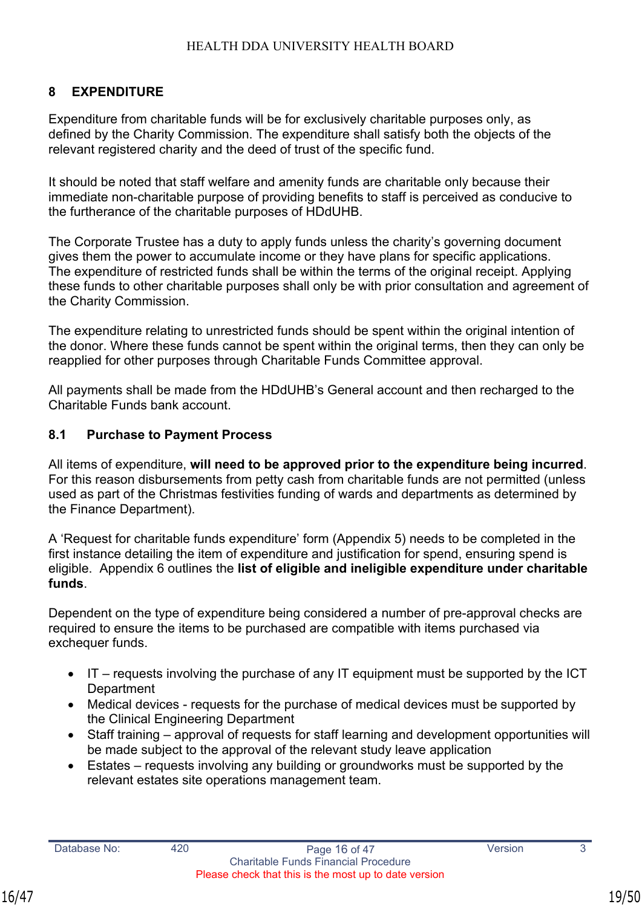## 8 EXPENDITURE

Expenditure from charitable funds will be for exclusively charitable purposes only, as defined by the Charity Commission. The expenditure shall satisfy both the objects of the relevant registered charity and the deed of trust of the specific fund.

It should be noted that staff welfare and amenity funds are charitable only because their immediate non-charitable purpose of providing benefits to staff is perceived as conducive to the furtherance of the charitable purposes of HDdUHB.

The Corporate Trustee has a duty to apply funds unless the charity's governing document gives them the power to accumulate income or they have plans for specific applications. The expenditure of restricted funds shall be within the terms of the original receipt. Applying these funds to other charitable purposes shall only be with prior consultation and agreement of the Charity Commission.

The expenditure relating to unrestricted funds should be spent within the original intention of the donor. Where these funds cannot be spent within the original terms, then they can only be reapplied for other purposes through Charitable Funds Committee approval.

All payments shall be made from the HDdUHB's General account and then recharged to the Charitable Funds bank account.

### 8.1 Purchase to Payment Process

All items of expenditure, **will need to be approved prior to the expenditure being incurred**. For this reason disbursements from petty cash from charitable funds are not permitted (unless used as part of the Christmas festivities funding of wards and departments as determined by the Finance Department).

A 'Request for charitable funds expenditure' form (Appendix 5) needs to be completed in the first instance detailing the item of expenditure and justification for spend, ensuring spend is eligible. Appendix 6 outlines the **list of eligible and ineligible expenditure under charitable funds**.

Dependent on the type of expenditure being considered a number of pre-approval checks are required to ensure the items to be purchased are compatible with items purchased via exchequer funds.

- IT – requests involving the purchase of any IT equipment must be supported by the ICT Department
- Medical devices - requests for the purchase of medical devices must be supported by the Clinical Engineering Department
- Staff training – approval of requests for staff learning and development opportunities will be made subject to the approval of the relevant study leave application
- Estates – requests involving any building or groundworks must be supported by the relevant estates site operations management team.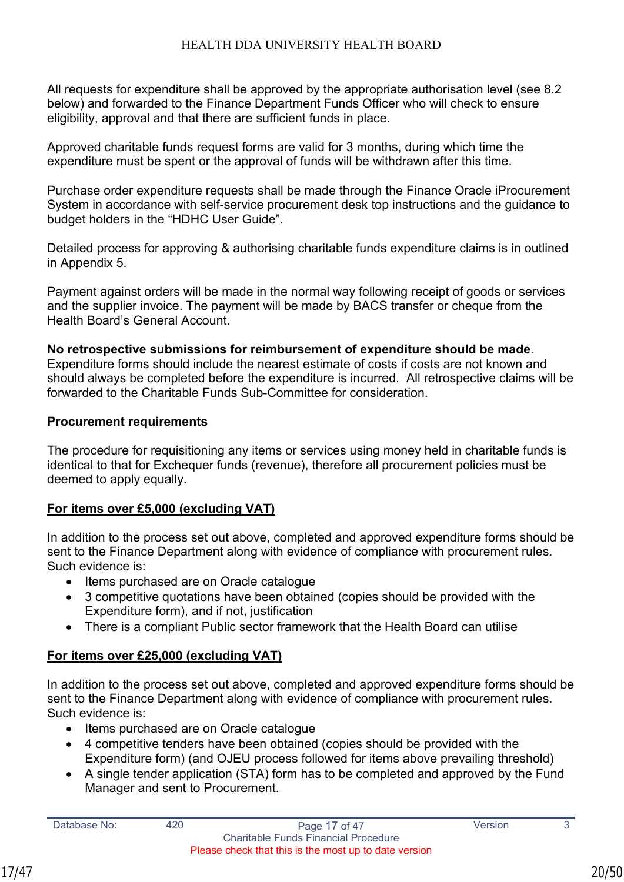All requests for expenditure shall be approved by the appropriate authorisation level (see 8.2 below) and forwarded to the Finance Department Funds Officer who will check to ensure eligibility, approval and that there are sufficient funds in place.

Approved charitable funds request forms are valid for 3 months, during which time the expenditure must be spent or the approval of funds will be withdrawn after this time.

Purchase order expenditure requests shall be made through the Finance Oracle iProcurement System in accordance with self-service procurement desk top instructions and the guidance to budget holders in the "HDHC User Guide".

Detailed process for approving & authorising charitable funds expenditure claims is in outlined in Appendix 5.

Payment against orders will be made in the normal way following receipt of goods or services and the supplier invoice. The payment will be made by BACS transfer or cheque from the Health Board's General Account.

**No retrospective submissions for reimbursement of expenditure should be made**. Expenditure forms should include the nearest estimate of costs if costs are not known and should always be completed before the expenditure is incurred. All retrospective claims will be forwarded to the Charitable Funds Sub-Committee for consideration.

**Procurement requirements**

The procedure for requisitioning any items or services using money held in charitable funds is identical to that for Exchequer funds (revenue), therefore all procurement policies must be deemed to apply equally.

**<u>For items over £5,000 (excluding VAT)</u>**

In addition to the process set out above, completed and approved expenditure forms should be sent to the Finance Department along with evidence of compliance with procurement rules. Such evidence is:

- Items purchased are on Oracle catalogue
- 3 competitive quotations have been obtained (copies should be provided with the Expenditure form), and if not, justification
- There is a compliant Public sector framework that the Health Board can utilise

**<u>For items over £25,000 (excluding VAT)</u>**

In addition to the process set out above, completed and approved expenditure forms should be sent to the Finance Department along with evidence of compliance with procurement rules. Such evidence is:

- Items purchased are on Oracle catalogue
- 4 competitive tenders have been obtained (copies should be provided with the Expenditure form) (and OJEU process followed for items above prevailing threshold)
- A single tender application (STA) form has to be completed and approved by the Fund Manager and sent to Procurement.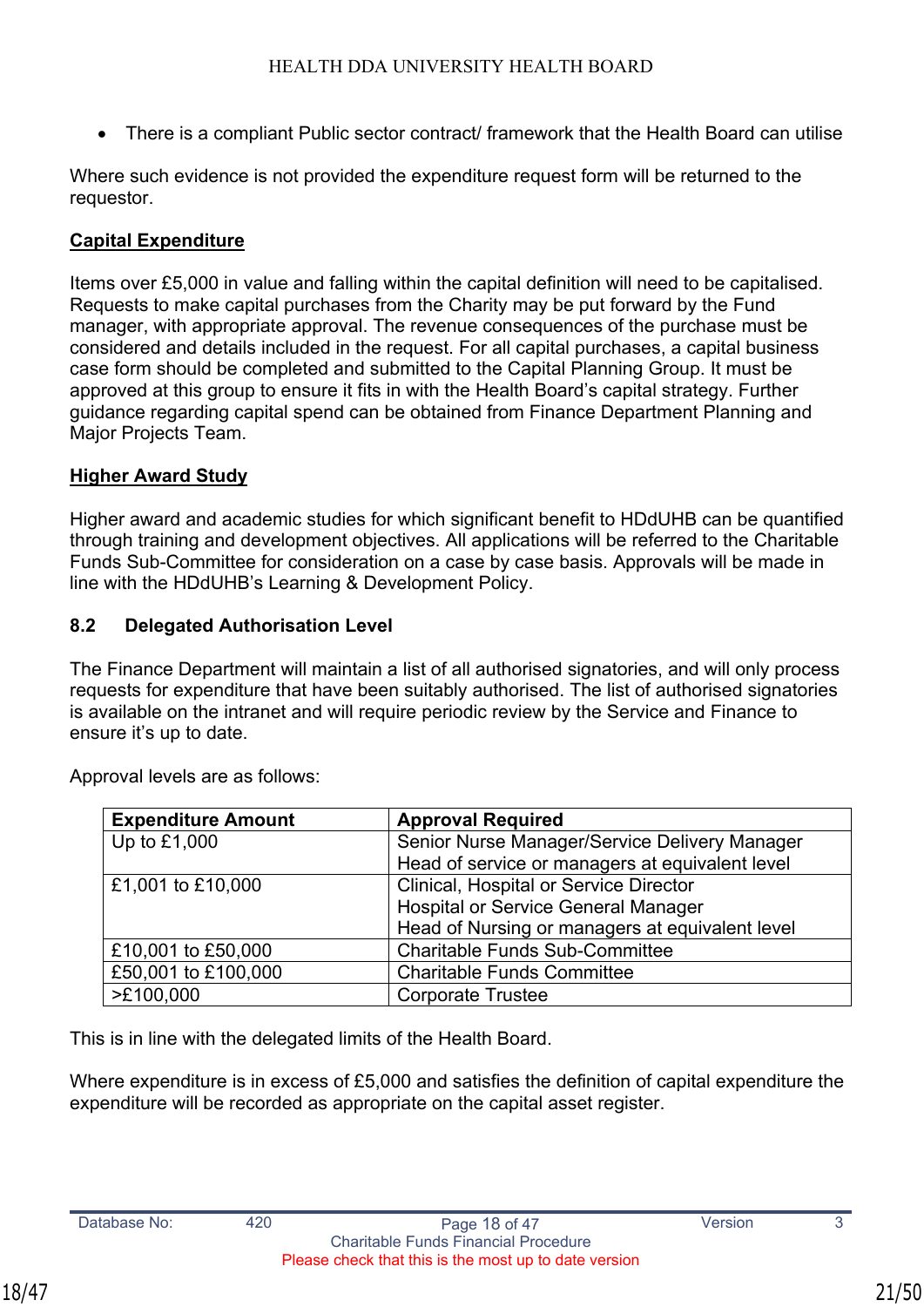- There is a compliant Public sector contract/ framework that the Health Board can utilise

Where such evidence is not provided the expenditure request form will be returned to the requestor.

**Capital Expenditure**

Items over £5,000 in value and falling within the capital definition will need to be capitalised. Requests to make capital purchases from the Charity may be put forward by the Fund manager, with appropriate approval. The revenue consequences of the purchase must be considered and details included in the request. For all capital purchases, a capital business case form should be completed and submitted to the Capital Planning Group. It must be approved at this group to ensure it fits in with the Health Board's capital strategy. Further guidance regarding capital spend can be obtained from Finance Department Planning and Major Projects Team.

**Higher Award Study**

Higher award and academic studies for which significant benefit to HDdUHB can be quantified through training and development objectives. All applications will be referred to the Charitable Funds Sub-Committee for consideration on a case by case basis. Approvals will be made in line with the HDdUHB's Learning & Development Policy.

### 8.2 Delegated Authorisation Level

The Finance Department will maintain a list of all authorised signatories, and will only process requests for expenditure that have been suitably authorised. The list of authorised signatories is available on the intranet and will require periodic review by the Service and Finance to ensure it's up to date.

Approval levels are as follows:

| Expenditure Amount | Approval Required |
|---|---|
| Up to £1,000 | Senior Nurse Manager/Service Delivery Manager<br>Head of service or managers at equivalent level |
| £1,001 to £10,000 | Clinical, Hospital or Service Director<br>Hospital or Service General Manager<br>Head of Nursing or managers at equivalent level |
| £10,001 to £50,000 | Charitable Funds Sub-Committee |
| £50,001 to £100,000 | Charitable Funds Committee |
| >£100,000 | Corporate Trustee |

This is in line with the delegated limits of the Health Board.

Where expenditure is in excess of £5,000 and satisfies the definition of capital expenditure the expenditure will be recorded as appropriate on the capital asset register.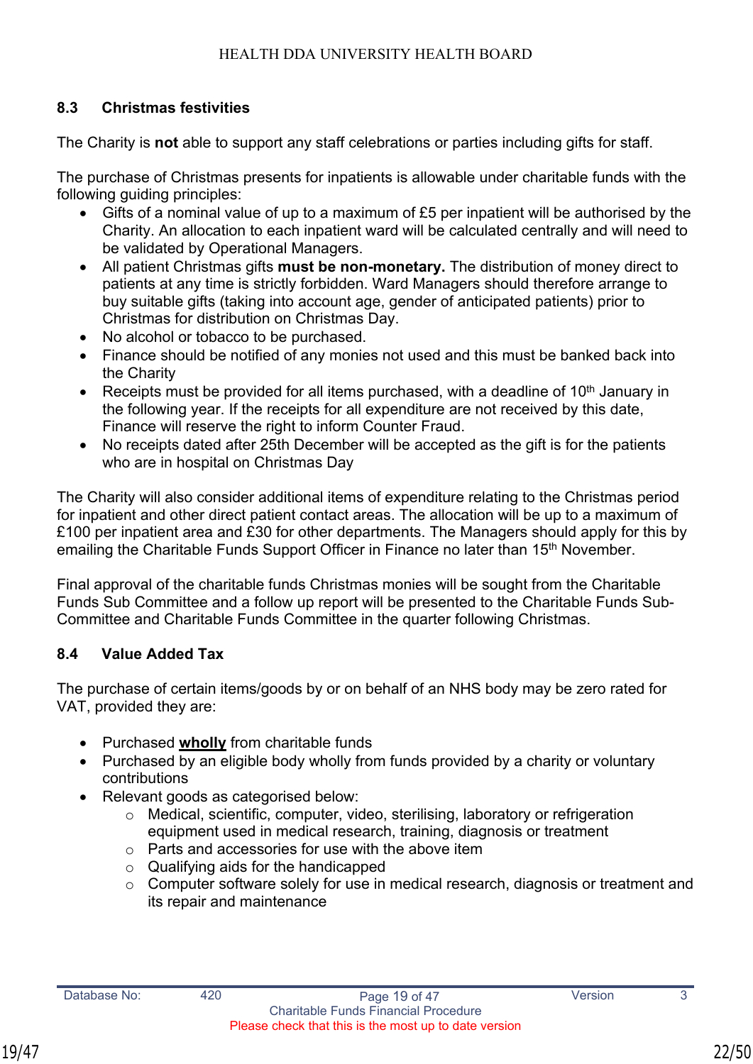### 8.3 Christmas festivities

The Charity is **not** able to support any staff celebrations or parties including gifts for staff.

The purchase of Christmas presents for inpatients is allowable under charitable funds with the following guiding principles:

- Gifts of a nominal value of up to a maximum of £5 per inpatient will be authorised by the Charity. An allocation to each inpatient ward will be calculated centrally and will need to be validated by Operational Managers.
- All patient Christmas gifts **must be non-monetary.** The distribution of money direct to patients at any time is strictly forbidden. Ward Managers should therefore arrange to buy suitable gifts (taking into account age, gender of anticipated patients) prior to Christmas for distribution on Christmas Day.
- No alcohol or tobacco to be purchased.
- Finance should be notified of any monies not used and this must be banked back into the Charity
- Receipts must be provided for all items purchased, with a deadline of 10th January in the following year. If the receipts for all expenditure are not received by this date, Finance will reserve the right to inform Counter Fraud.
- No receipts dated after 25th December will be accepted as the gift is for the patients who are in hospital on Christmas Day

The Charity will also consider additional items of expenditure relating to the Christmas period for inpatient and other direct patient contact areas. The allocation will be up to a maximum of £100 per inpatient area and £30 for other departments. The Managers should apply for this by emailing the Charitable Funds Support Officer in Finance no later than 15th November.

Final approval of the charitable funds Christmas monies will be sought from the Charitable Funds Sub Committee and a follow up report will be presented to the Charitable Funds Sub-Committee and Charitable Funds Committee in the quarter following Christmas.

### 8.4 Value Added Tax

The purchase of certain items/goods by or on behalf of an NHS body may be zero rated for VAT, provided they are:

- Purchased **wholly** from charitable funds
- Purchased by an eligible body wholly from funds provided by a charity or voluntary contributions
- Relevant goods as categorised below:
  - Medical, scientific, computer, video, sterilising, laboratory or refrigeration equipment used in medical research, training, diagnosis or treatment
  - Parts and accessories for use with the above item
  - Qualifying aids for the handicapped
  - Computer software solely for use in medical research, diagnosis or treatment and its repair and maintenance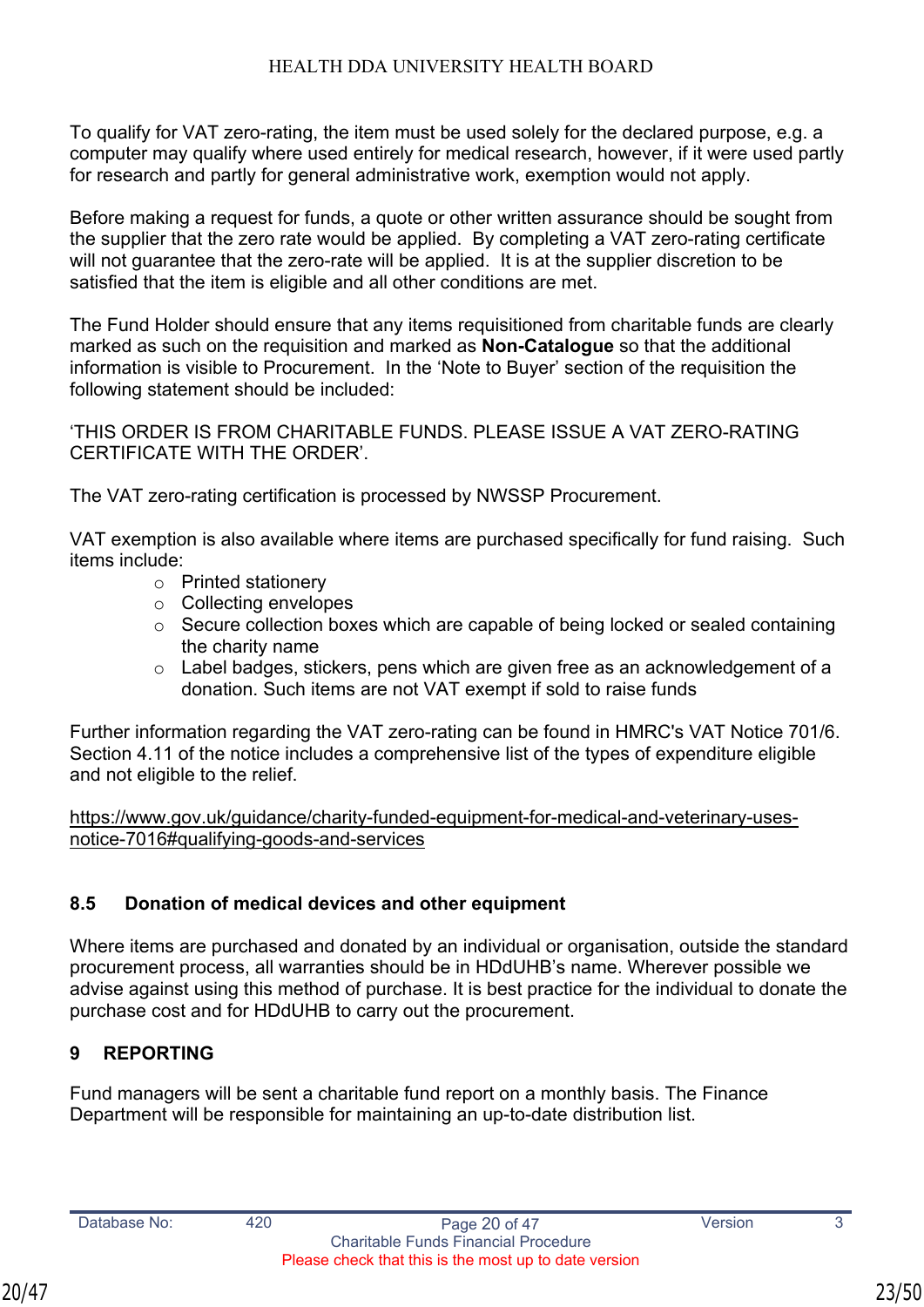To qualify for VAT zero-rating, the item must be used solely for the declared purpose, e.g. a computer may qualify where used entirely for medical research, however, if it were used partly for research and partly for general administrative work, exemption would not apply.

Before making a request for funds, a quote or other written assurance should be sought from the supplier that the zero rate would be applied. By completing a VAT zero-rating certificate will not guarantee that the zero-rate will be applied. It is at the supplier discretion to be satisfied that the item is eligible and all other conditions are met.

The Fund Holder should ensure that any items requisitioned from charitable funds are clearly marked as such on the requisition and marked as **Non-Catalogue** so that the additional information is visible to Procurement. In the 'Note to Buyer' section of the requisition the following statement should be included:

'THIS ORDER IS FROM CHARITABLE FUNDS. PLEASE ISSUE A VAT ZERO-RATING CERTIFICATE WITH THE ORDER'.

The VAT zero-rating certification is processed by NWSSP Procurement.

VAT exemption is also available where items are purchased specifically for fund raising. Such items include:

- Printed stationery
- Collecting envelopes
- Secure collection boxes which are capable of being locked or sealed containing the charity name
- Label badges, stickers, pens which are given free as an acknowledgement of a donation. Such items are not VAT exempt if sold to raise funds

Further information regarding the VAT zero-rating can be found in HMRC's VAT Notice 701/6. Section 4.11 of the notice includes a comprehensive list of the types of expenditure eligible and not eligible to the relief.

https://www.gov.uk/guidance/charity-funded-equipment-for-medical-and-veterinary-uses-notice-7016#qualifying-goods-and-services

### 8.5 Donation of medical devices and other equipment

Where items are purchased and donated by an individual or organisation, outside the standard procurement process, all warranties should be in HDdUHB's name. Wherever possible we advise against using this method of purchase. It is best practice for the individual to donate the purchase cost and for HDdUHB to carry out the procurement.

## 9 REPORTING

Fund managers will be sent a charitable fund report on a monthly basis. The Finance Department will be responsible for maintaining an up-to-date distribution list.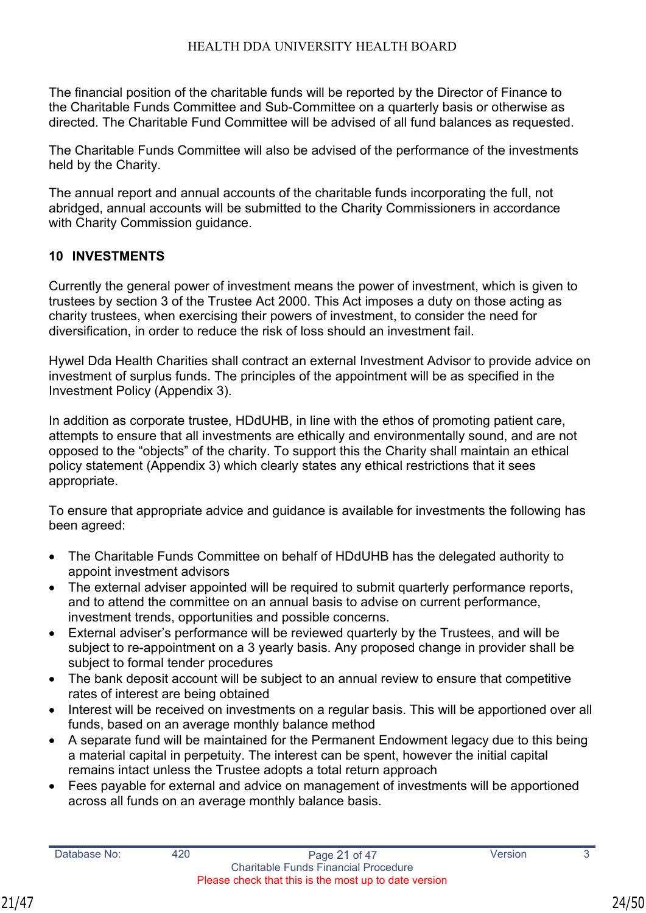The financial position of the charitable funds will be reported by the Director of Finance to the Charitable Funds Committee and Sub-Committee on a quarterly basis or otherwise as directed. The Charitable Fund Committee will be advised of all fund balances as requested.

The Charitable Funds Committee will also be advised of the performance of the investments held by the Charity.

The annual report and annual accounts of the charitable funds incorporating the full, not abridged, annual accounts will be submitted to the Charity Commissioners in accordance with Charity Commission guidance.

## 10 INVESTMENTS

Currently the general power of investment means the power of investment, which is given to trustees by section 3 of the Trustee Act 2000. This Act imposes a duty on those acting as charity trustees, when exercising their powers of investment, to consider the need for diversification, in order to reduce the risk of loss should an investment fail.

Hywel Dda Health Charities shall contract an external Investment Advisor to provide advice on investment of surplus funds. The principles of the appointment will be as specified in the Investment Policy (Appendix 3).

In addition as corporate trustee, HDdUHB, in line with the ethos of promoting patient care, attempts to ensure that all investments are ethically and environmentally sound, and are not opposed to the "objects" of the charity. To support this the Charity shall maintain an ethical policy statement (Appendix 3) which clearly states any ethical restrictions that it sees appropriate.

To ensure that appropriate advice and guidance is available for investments the following has been agreed:

- The Charitable Funds Committee on behalf of HDdUHB has the delegated authority to appoint investment advisors
- The external adviser appointed will be required to submit quarterly performance reports, and to attend the committee on an annual basis to advise on current performance, investment trends, opportunities and possible concerns.
- External adviser's performance will be reviewed quarterly by the Trustees, and will be subject to re-appointment on a 3 yearly basis. Any proposed change in provider shall be subject to formal tender procedures
- The bank deposit account will be subject to an annual review to ensure that competitive rates of interest are being obtained
- Interest will be received on investments on a regular basis. This will be apportioned over all funds, based on an average monthly balance method
- A separate fund will be maintained for the Permanent Endowment legacy due to this being a material capital in perpetuity. The interest can be spent, however the initial capital remains intact unless the Trustee adopts a total return approach
- Fees payable for external and advice on management of investments will be apportioned across all funds on an average monthly balance basis.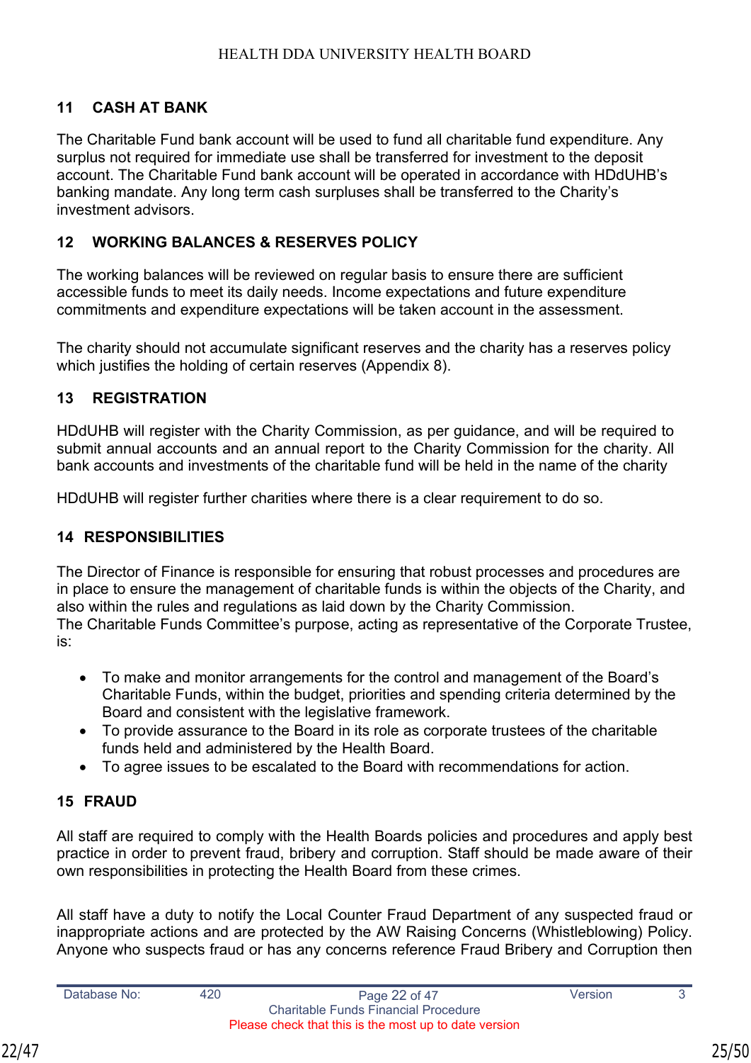## 11 CASH AT BANK

The Charitable Fund bank account will be used to fund all charitable fund expenditure. Any surplus not required for immediate use shall be transferred for investment to the deposit account. The Charitable Fund bank account will be operated in accordance with HDdUHB's banking mandate. Any long term cash surpluses shall be transferred to the Charity's investment advisors.

## 12 WORKING BALANCES & RESERVES POLICY

The working balances will be reviewed on regular basis to ensure there are sufficient accessible funds to meet its daily needs. Income expectations and future expenditure commitments and expenditure expectations will be taken account in the assessment.

The charity should not accumulate significant reserves and the charity has a reserves policy which justifies the holding of certain reserves (Appendix 8).

## 13 REGISTRATION

HDdUHB will register with the Charity Commission, as per guidance, and will be required to submit annual accounts and an annual report to the Charity Commission for the charity. All bank accounts and investments of the charitable fund will be held in the name of the charity

HDdUHB will register further charities where there is a clear requirement to do so.

## 14 RESPONSIBILITIES

The Director of Finance is responsible for ensuring that robust processes and procedures are in place to ensure the management of charitable funds is within the objects of the Charity, and also within the rules and regulations as laid down by the Charity Commission.
The Charitable Funds Committee's purpose, acting as representative of the Corporate Trustee, is:

- To make and monitor arrangements for the control and management of the Board's Charitable Funds, within the budget, priorities and spending criteria determined by the Board and consistent with the legislative framework.
- To provide assurance to the Board in its role as corporate trustees of the charitable funds held and administered by the Health Board.
- To agree issues to be escalated to the Board with recommendations for action.

## 15 FRAUD

All staff are required to comply with the Health Boards policies and procedures and apply best practice in order to prevent fraud, bribery and corruption. Staff should be made aware of their own responsibilities in protecting the Health Board from these crimes.

All staff have a duty to notify the Local Counter Fraud Department of any suspected fraud or inappropriate actions and are protected by the AW Raising Concerns (Whistleblowing) Policy. Anyone who suspects fraud or has any concerns reference Fraud Bribery and Corruption then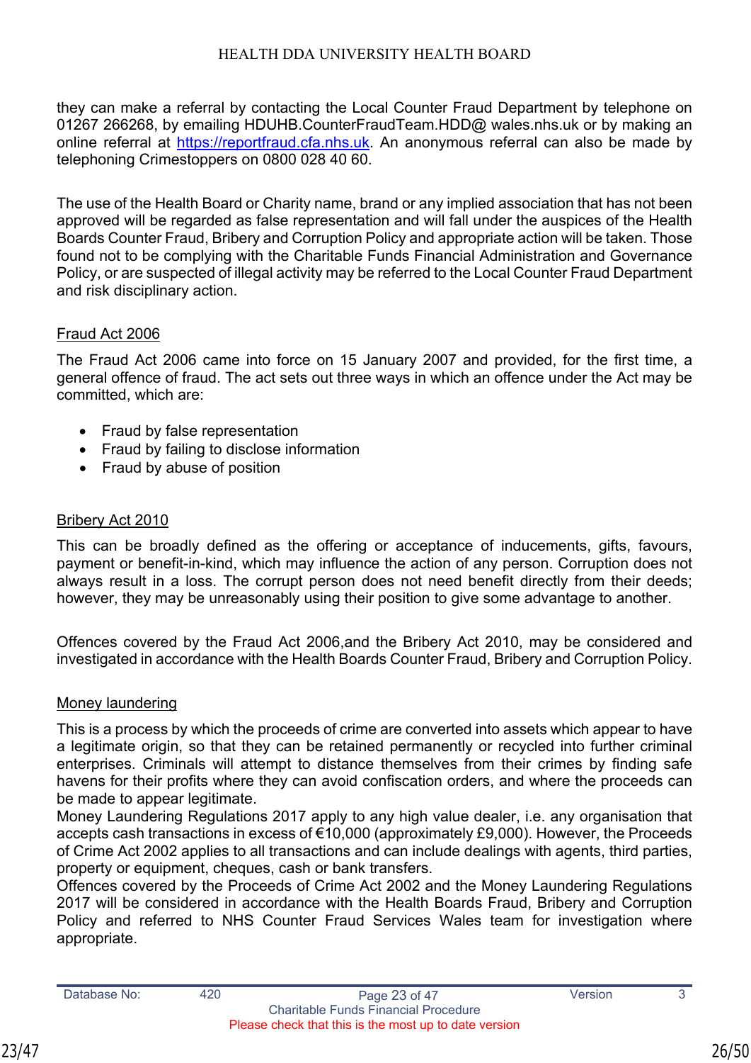they can make a referral by contacting the Local Counter Fraud Department by telephone on 01267 266268, by emailing HDUHB.CounterFraudTeam.HDD@ wales.nhs.uk or by making an online referral at https://reportfraud.cfa.nhs.uk. An anonymous referral can also be made by telephoning Crimestoppers on 0800 028 40 60.

The use of the Health Board or Charity name, brand or any implied association that has not been approved will be regarded as false representation and will fall under the auspices of the Health Boards Counter Fraud, Bribery and Corruption Policy and appropriate action will be taken. Those found not to be complying with the Charitable Funds Financial Administration and Governance Policy, or are suspected of illegal activity may be referred to the Local Counter Fraud Department and risk disciplinary action.

Fraud Act 2006

The Fraud Act 2006 came into force on 15 January 2007 and provided, for the first time, a general offence of fraud. The act sets out three ways in which an offence under the Act may be committed, which are:

- Fraud by false representation
- Fraud by failing to disclose information
- Fraud by abuse of position

Bribery Act 2010

This can be broadly defined as the offering or acceptance of inducements, gifts, favours, payment or benefit-in-kind, which may influence the action of any person. Corruption does not always result in a loss. The corrupt person does not need benefit directly from their deeds; however, they may be unreasonably using their position to give some advantage to another.

Offences covered by the Fraud Act 2006,and the Bribery Act 2010, may be considered and investigated in accordance with the Health Boards Counter Fraud, Bribery and Corruption Policy.

Money laundering

This is a process by which the proceeds of crime are converted into assets which appear to have a legitimate origin, so that they can be retained permanently or recycled into further criminal enterprises. Criminals will attempt to distance themselves from their crimes by finding safe havens for their profits where they can avoid confiscation orders, and where the proceeds can be made to appear legitimate.
Money Laundering Regulations 2017 apply to any high value dealer, i.e. any organisation that accepts cash transactions in excess of €10,000 (approximately £9,000). However, the Proceeds of Crime Act 2002 applies to all transactions and can include dealings with agents, third parties, property or equipment, cheques, cash or bank transfers.
Offences covered by the Proceeds of Crime Act 2002 and the Money Laundering Regulations 2017 will be considered in accordance with the Health Boards Fraud, Bribery and Corruption Policy and referred to NHS Counter Fraud Services Wales team for investigation where appropriate.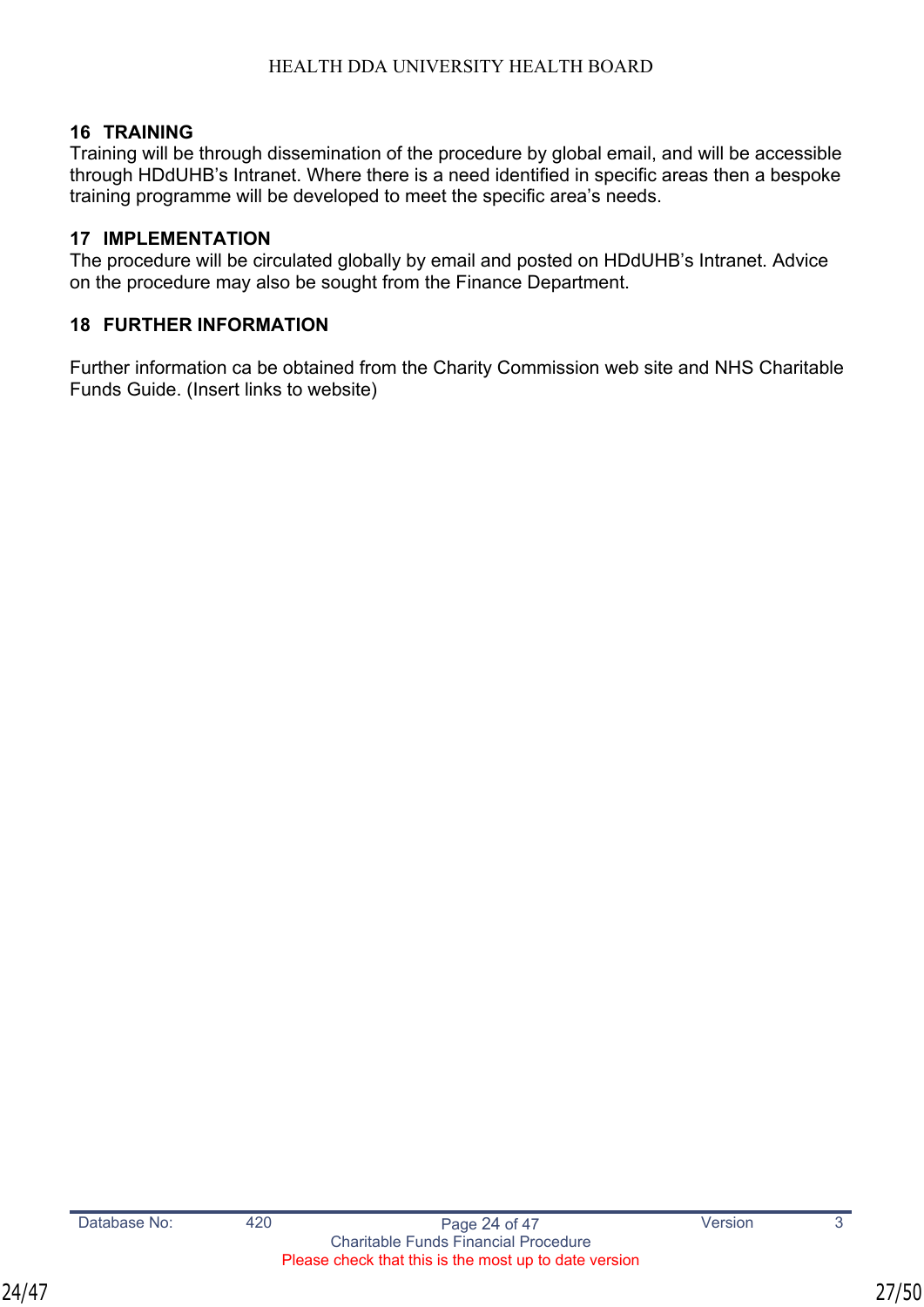## 16 TRAINING

Training will be through dissemination of the procedure by global email, and will be accessible through HDdUHB's Intranet. Where there is a need identified in specific areas then a bespoke training programme will be developed to meet the specific area's needs.

## 17 IMPLEMENTATION

The procedure will be circulated globally by email and posted on HDdUHB's Intranet. Advice on the procedure may also be sought from the Finance Department.

## 18 FURTHER INFORMATION

Further information ca be obtained from the Charity Commission web site and NHS Charitable Funds Guide. (Insert links to website)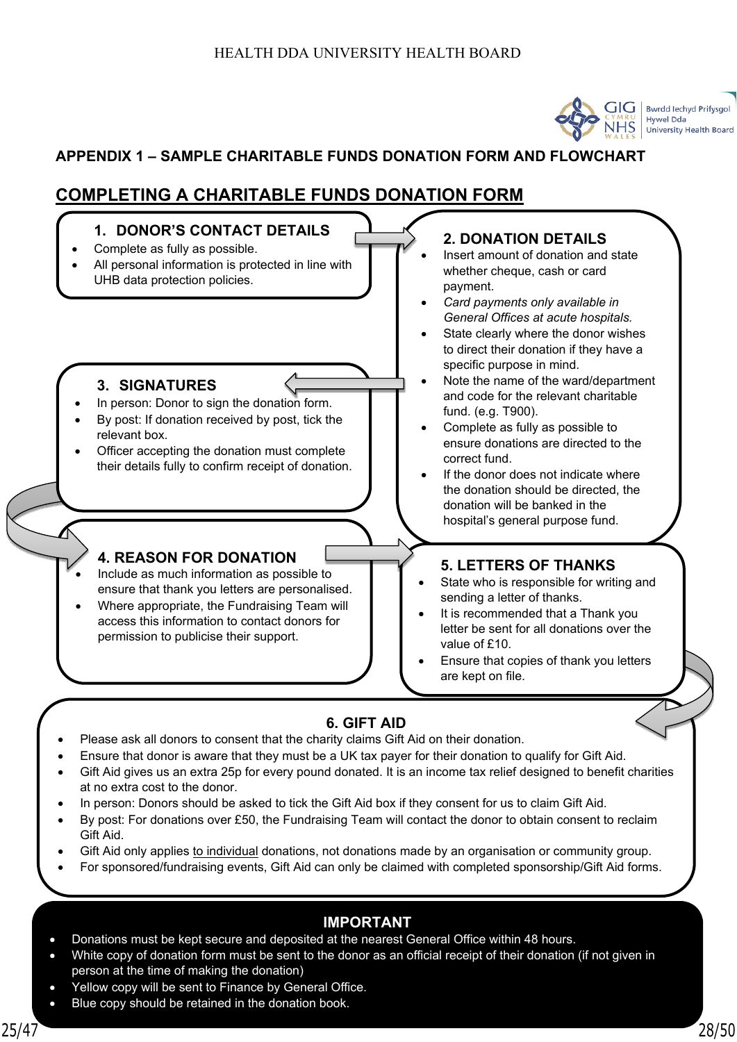## APPENDIX 1 – SAMPLE CHARITABLE FUNDS DONATION FORM AND FLOWCHART

## COMPLETING A CHARITABLE FUNDS DONATION FORM

### 1. DONOR'S CONTACT DETAILS

- Complete as fully as possible.
- All personal information is protected in line with UHB data protection policies.

### 2. DONATION DETAILS

- Insert amount of donation and state whether cheque, cash or card payment.
- *Card payments only available in General Offices at acute hospitals.*
- State clearly where the donor wishes to direct their donation if they have a specific purpose in mind.
- Note the name of the ward/department and code for the relevant charitable fund. (e.g. T900).
- Complete as fully as possible to ensure donations are directed to the correct fund.
- If the donor does not indicate where the donation should be directed, the donation will be banked in the hospital's general purpose fund.

### 3. SIGNATURES

- In person: Donor to sign the donation form.
- By post: If donation received by post, tick the relevant box.
- Officer accepting the donation must complete their details fully to confirm receipt of donation.

### 4. REASON FOR DONATION

- Include as much information as possible to ensure that thank you letters are personalised.
- Where appropriate, the Fundraising Team will access this information to contact donors for permission to publicise their support.

### 5. LETTERS OF THANKS

- State who is responsible for writing and sending a letter of thanks.
- It is recommended that a Thank you letter be sent for all donations over the value of £10.
- Ensure that copies of thank you letters are kept on file.

### 6. GIFT AID

- Please ask all donors to consent that the charity claims Gift Aid on their donation.
- Ensure that donor is aware that they must be a UK tax payer for their donation to qualify for Gift Aid.
- Gift Aid gives us an extra 25p for every pound donated. It is an income tax relief designed to benefit charities at no extra cost to the donor.
- In person: Donors should be asked to tick the Gift Aid box if they consent for us to claim Gift Aid.
- By post: For donations over £50, the Fundraising Team will contact the donor to obtain consent to reclaim Gift Aid.
- Gift Aid only applies to individual donations, not donations made by an organisation or community group.
- For sponsored/fundraising events, Gift Aid can only be claimed with completed sponsorship/Gift Aid forms.

### IMPORTANT

- Donations must be kept secure and deposited at the nearest General Office within 48 hours.
- White copy of donation form must be sent to the donor as an official receipt of their donation (if not given in person at the time of making the donation)
- Yellow copy will be sent to Finance by General Office.
- Blue copy should be retained in the donation book.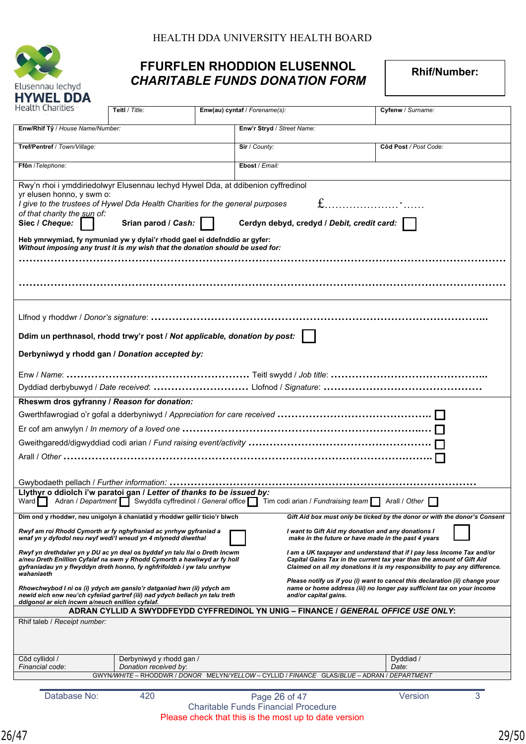HEALTH DDA UNIVERSITY HEALTH BOARD

Elusennau Iechyd **HYWEL DDA** Health Charities

# FFURFLEN RHODDION ELUSENNOL
## *CHARITABLE FUNDS DONATION FORM*

**Rhif/Number:**

| **Teitl** / *Title:* | **Enw(au) cyntaf** / *Forename(s):* | **Cyfenw** / *Surname:* |
|---|---|---|
| | | |

| **Enw/Rhif Tŷ** / *House Name/Number:* | **Enw'r Stryd** / *Street Name:* | |
|---|---|---|
| **Tref/Pentref** / *Town/Village:* | **Sir** / *County:* | **Côd Post** / *Post Code:* |
| **Ffôn** /*Telephone:* | **Ebost** / *Email:* | |

Rwy'n rhoi i ymddiriedolwyr Elusennau Iechyd Hywel Dda, at ddibenion cyffredinol yr elusen honno, y swm o:
*I give to the trustees of Hywel Dda Health Charities for the general purposes of that charity the sun of:* £…………………·……

**Siec / *Cheque:*** ☐ **Srian parod / *Cash:*** ☐ **Cerdyn debyd, credyd / *Debit, credit card:*** ☐

**Heb ymrwymiad, fy nymuniad yw y dylai'r rhodd gael ei ddefnddio ar gyfer:**
***Without imposing any trust it is my wish that the donation should be used for:***

………………………………………………………………………………………………………………

………………………………………………………………………………………………………………

Llfnod y rhoddwr / *Donor's signature*: ………………………………………………………………………………

**Ddim un perthnasol, rhodd trwy'r post / *Not applicable, donation by post:*** ☐

**Derbyniwyd y rhodd gan / *Donation accepted by:***

Enw / *Name*: …………………………………………… Teitl swydd / *Job title*: ………………………………………..

Dyddiad derbybuwyd / *Date received*: ……………………… Llofnod / *Signature*: ……………………………………

**Rheswm dros gyfranny / *Reason for donation:***

Gwerthfawrogiad o'r gofal a dderbyniwyd / *Appreciation for care received* ……………………………………. ☐

Er cof am anwylyn / *In memory of a loved one* ………………………………………………………………. ☐

Gweithgaredd/digwyddiad codi arian / *Fund raising event/activity* ……………………………………………. ☐

Arall / *Other* ……………………………………………………………………………………………. ☐

Gwybodaeth pellach / *Further information:* ………………………………………………………………………

**Llythyr o ddiolch i'w paratoi gan / *Letter of thanks to be issued by:***
Ward ☐ Adran / *Department* ☐ Swyddfa cyffredinol / *General office* ☐ Tim codi arian / *Fundraising team* ☐ Arall / *Other* ☐

**Dim ond y rhoddwr, neu unigolyn â chaniatâd y rhoddwr gellir ticio'r blwch**

***Rwyf am roi Rhodd Cymorth ar fy nghyfraniad ac ynrhyw gyfraniad a wnaf yn y dyfodol neu rwyf wedi'l wneud yn 4 mlynedd diwethal*** ☐

***Rwyf yn drethdalwr yn y DU ac yn deal os byddaf yn talu llai o Dreth Incwm a/neu Dreth Enillion Cyfalaf na swm y Rhodd Cymorth a hawliwyd ar fy holl gyfraniadau yn y flwyddyn dreth honno, fy nghfrifoldeb i yw talu unrhyw wahaniaeth***

***Rhowchwybod I ni os (i) ydych am ganslo'r datganiad hwn (ii) ydych am newid eich enw neu'ch cyfeiiad gartref (iii) nad ydych bellach yn talu treth ddigonol ar eich incwm a/neuch enillion cyfalaf.***

***Gift Aid box must only be ticked by the donor or with the donor's Consent***

***I want to Gift Aid my donation and any donations I make in the future or have made in the past 4 years*** ☐

***I am a UK taxpayer and understand that if I pay less Income Tax and/or Capital Gains Tax in the current tax year than the amount of Gift Aid Claimed on all my donations it is my responsibility to pay any difference.***

***Please notify us if you (i) want to cancel this declaration (ii) change your name or home address (iii) no longer pay sufficient tax on your income and/or capital gains.***

**ADRAN CYLLID A SWYDDFEYDD CYFFREDINOL YN UNIG – FINANCE / *GENERAL OFFICE USE ONLY*:**

Rhif taleb / *Receipt number:*

| Côd cyllidol / *Financial code*: | Derbyniwyd y rhodd gan / *Donation received by*: | Dyddiad / *Date*: |
|---|---|---|

GWYN/*WHITE* – RHODDWR / *DONOR* MELYN/*YELLOW* – CYLLID / *FINANCE* GLAS/*BLUE* – ADRAN / *DEPARTMENT*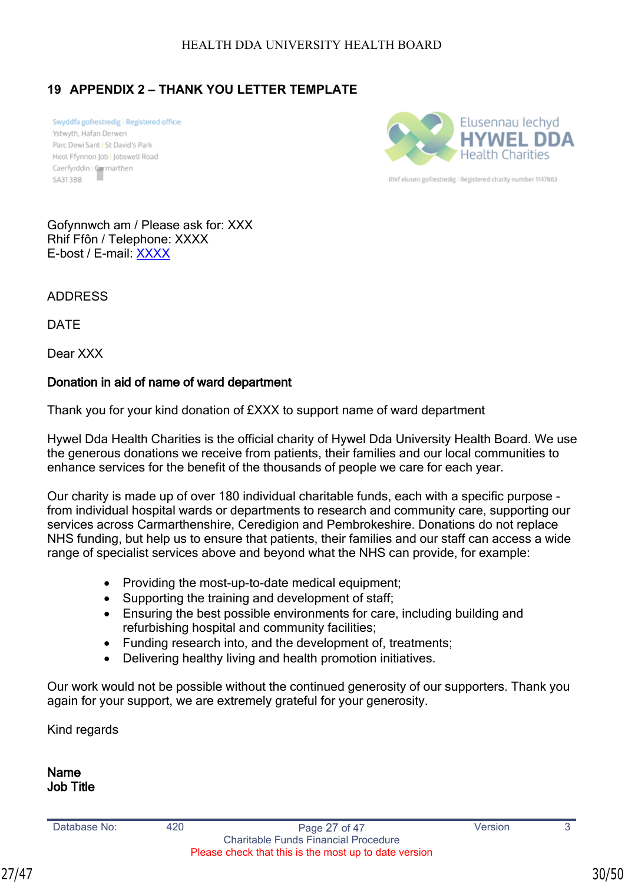## 19 APPENDIX 2 – THANK YOU LETTER TEMPLATE

Swyddfa gofrestredig | Registered office:
Ystwyth, Hafan Derwen
Parc Dewi Sant | St David's Park
Heol Ffynnon Job | Jobswell Road
Caerfyrddin | Carmarthen
SA31 3BB

Elusennau Iechyd
HYWEL DDA
Health Charities

Rhif elusen gofrestredig | Registered charity number 1147863

Gofynnwch am / Please ask for: XXX
Rhif Ffôn / Telephone: XXXX
E-bost / E-mail: XXXX

ADDRESS

DATE

Dear XXX

**Donation in aid of name of ward department**

Thank you for your kind donation of £XXX to support name of ward department

Hywel Dda Health Charities is the official charity of Hywel Dda University Health Board. We use the generous donations we receive from patients, their families and our local communities to enhance services for the benefit of the thousands of people we care for each year.

Our charity is made up of over 180 individual charitable funds, each with a specific purpose - from individual hospital wards or departments to research and community care, supporting our services across Carmarthenshire, Ceredigion and Pembrokeshire. Donations do not replace NHS funding, but help us to ensure that patients, their families and our staff can access a wide range of specialist services above and beyond what the NHS can provide, for example:

- Providing the most-up-to-date medical equipment;
- Supporting the training and development of staff;
- Ensuring the best possible environments for care, including building and refurbishing hospital and community facilities;
- Funding research into, and the development of, treatments;
- Delivering healthy living and health promotion initiatives.

Our work would not be possible without the continued generosity of our supporters. Thank you again for your support, we are extremely grateful for your generosity.

Kind regards

**Name**
**Job Title**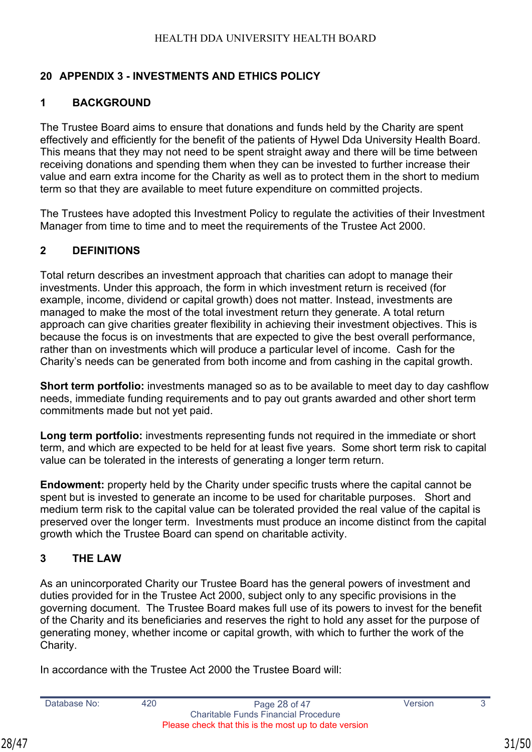## 20 APPENDIX 3 - INVESTMENTS AND ETHICS POLICY

### 1 BACKGROUND

The Trustee Board aims to ensure that donations and funds held by the Charity are spent effectively and efficiently for the benefit of the patients of Hywel Dda University Health Board. This means that they may not need to be spent straight away and there will be time between receiving donations and spending them when they can be invested to further increase their value and earn extra income for the Charity as well as to protect them in the short to medium term so that they are available to meet future expenditure on committed projects.

The Trustees have adopted this Investment Policy to regulate the activities of their Investment Manager from time to time and to meet the requirements of the Trustee Act 2000.

### 2 DEFINITIONS

Total return describes an investment approach that charities can adopt to manage their investments. Under this approach, the form in which investment return is received (for example, income, dividend or capital growth) does not matter. Instead, investments are managed to make the most of the total investment return they generate. A total return approach can give charities greater flexibility in achieving their investment objectives. This is because the focus is on investments that are expected to give the best overall performance, rather than on investments which will produce a particular level of income. Cash for the Charity's needs can be generated from both income and from cashing in the capital growth.

**Short term portfolio:** investments managed so as to be available to meet day to day cashflow needs, immediate funding requirements and to pay out grants awarded and other short term commitments made but not yet paid.

**Long term portfolio:** investments representing funds not required in the immediate or short term, and which are expected to be held for at least five years. Some short term risk to capital value can be tolerated in the interests of generating a longer term return.

**Endowment:** property held by the Charity under specific trusts where the capital cannot be spent but is invested to generate an income to be used for charitable purposes. Short and medium term risk to the capital value can be tolerated provided the real value of the capital is preserved over the longer term. Investments must produce an income distinct from the capital growth which the Trustee Board can spend on charitable activity.

### 3 THE LAW

As an unincorporated Charity our Trustee Board has the general powers of investment and duties provided for in the Trustee Act 2000, subject only to any specific provisions in the governing document. The Trustee Board makes full use of its powers to invest for the benefit of the Charity and its beneficiaries and reserves the right to hold any asset for the purpose of generating money, whether income or capital growth, with which to further the work of the Charity.

In accordance with the Trustee Act 2000 the Trustee Board will: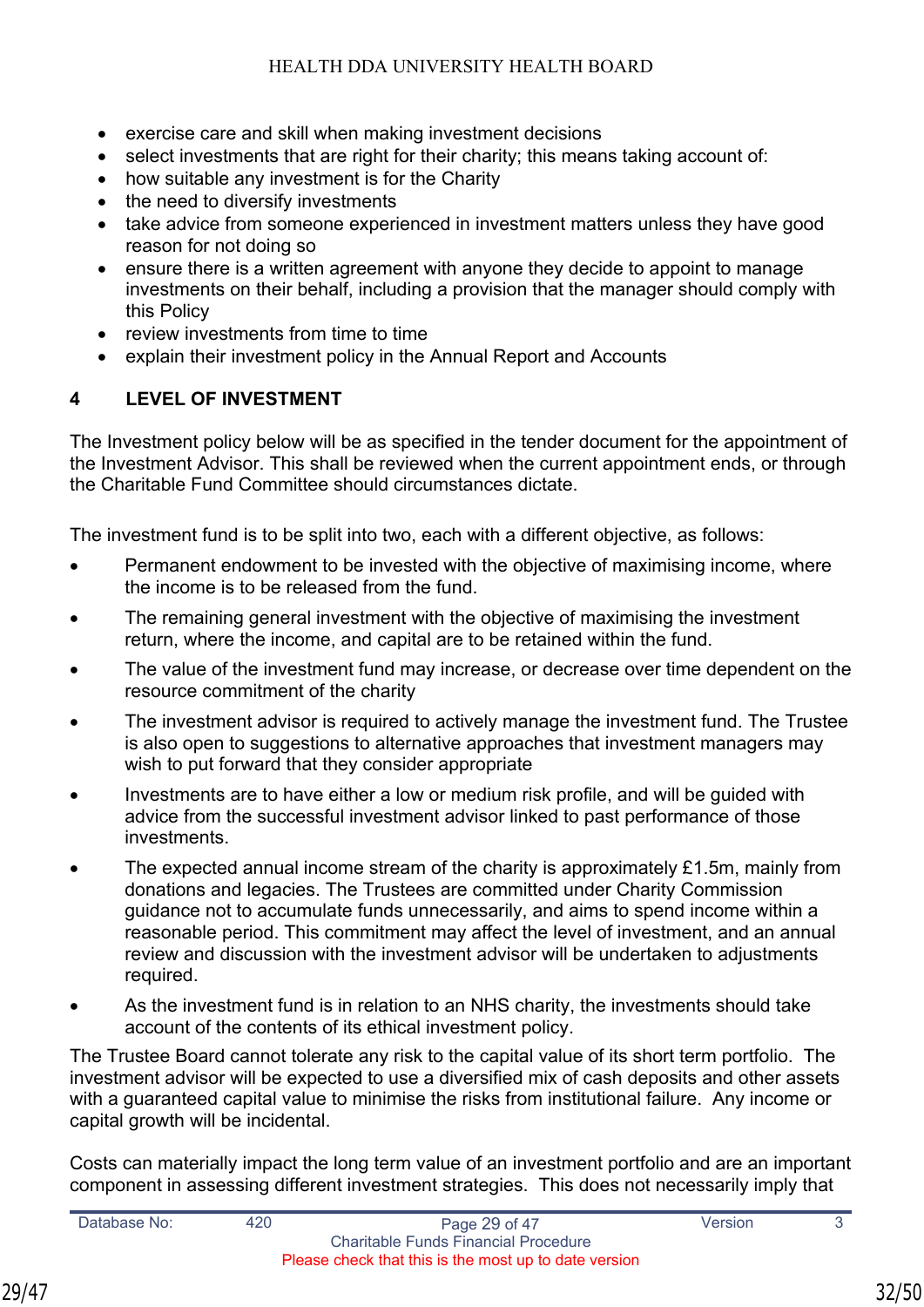- exercise care and skill when making investment decisions
- select investments that are right for their charity; this means taking account of:
- how suitable any investment is for the Charity
- the need to diversify investments
- take advice from someone experienced in investment matters unless they have good reason for not doing so
- ensure there is a written agreement with anyone they decide to appoint to manage investments on their behalf, including a provision that the manager should comply with this Policy
- review investments from time to time
- explain their investment policy in the Annual Report and Accounts

## 4 LEVEL OF INVESTMENT

The Investment policy below will be as specified in the tender document for the appointment of the Investment Advisor. This shall be reviewed when the current appointment ends, or through the Charitable Fund Committee should circumstances dictate.

The investment fund is to be split into two, each with a different objective, as follows:

- Permanent endowment to be invested with the objective of maximising income, where the income is to be released from the fund.
- The remaining general investment with the objective of maximising the investment return, where the income, and capital are to be retained within the fund.
- The value of the investment fund may increase, or decrease over time dependent on the resource commitment of the charity
- The investment advisor is required to actively manage the investment fund. The Trustee is also open to suggestions to alternative approaches that investment managers may wish to put forward that they consider appropriate
- Investments are to have either a low or medium risk profile, and will be guided with advice from the successful investment advisor linked to past performance of those investments.
- The expected annual income stream of the charity is approximately £1.5m, mainly from donations and legacies. The Trustees are committed under Charity Commission guidance not to accumulate funds unnecessarily, and aims to spend income within a reasonable period. This commitment may affect the level of investment, and an annual review and discussion with the investment advisor will be undertaken to adjustments required.
- As the investment fund is in relation to an NHS charity, the investments should take account of the contents of its ethical investment policy.

The Trustee Board cannot tolerate any risk to the capital value of its short term portfolio. The investment advisor will be expected to use a diversified mix of cash deposits and other assets with a guaranteed capital value to minimise the risks from institutional failure. Any income or capital growth will be incidental.

Costs can materially impact the long term value of an investment portfolio and are an important component in assessing different investment strategies. This does not necessarily imply that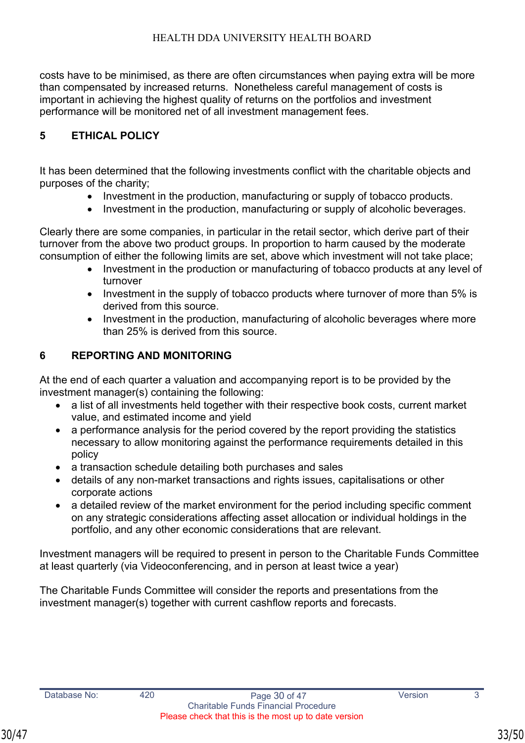costs have to be minimised, as there are often circumstances when paying extra will be more than compensated by increased returns. Nonetheless careful management of costs is important in achieving the highest quality of returns on the portfolios and investment performance will be monitored net of all investment management fees.

## 5 ETHICAL POLICY

It has been determined that the following investments conflict with the charitable objects and purposes of the charity;

- Investment in the production, manufacturing or supply of tobacco products.
- Investment in the production, manufacturing or supply of alcoholic beverages.

Clearly there are some companies, in particular in the retail sector, which derive part of their turnover from the above two product groups. In proportion to harm caused by the moderate consumption of either the following limits are set, above which investment will not take place;

- Investment in the production or manufacturing of tobacco products at any level of turnover
- Investment in the supply of tobacco products where turnover of more than 5% is derived from this source.
- Investment in the production, manufacturing of alcoholic beverages where more than 25% is derived from this source.

## 6 REPORTING AND MONITORING

At the end of each quarter a valuation and accompanying report is to be provided by the investment manager(s) containing the following:

- a list of all investments held together with their respective book costs, current market value, and estimated income and yield
- a performance analysis for the period covered by the report providing the statistics necessary to allow monitoring against the performance requirements detailed in this policy
- a transaction schedule detailing both purchases and sales
- details of any non-market transactions and rights issues, capitalisations or other corporate actions
- a detailed review of the market environment for the period including specific comment on any strategic considerations affecting asset allocation or individual holdings in the portfolio, and any other economic considerations that are relevant.

Investment managers will be required to present in person to the Charitable Funds Committee at least quarterly (via Videoconferencing, and in person at least twice a year)

The Charitable Funds Committee will consider the reports and presentations from the investment manager(s) together with current cashflow reports and forecasts.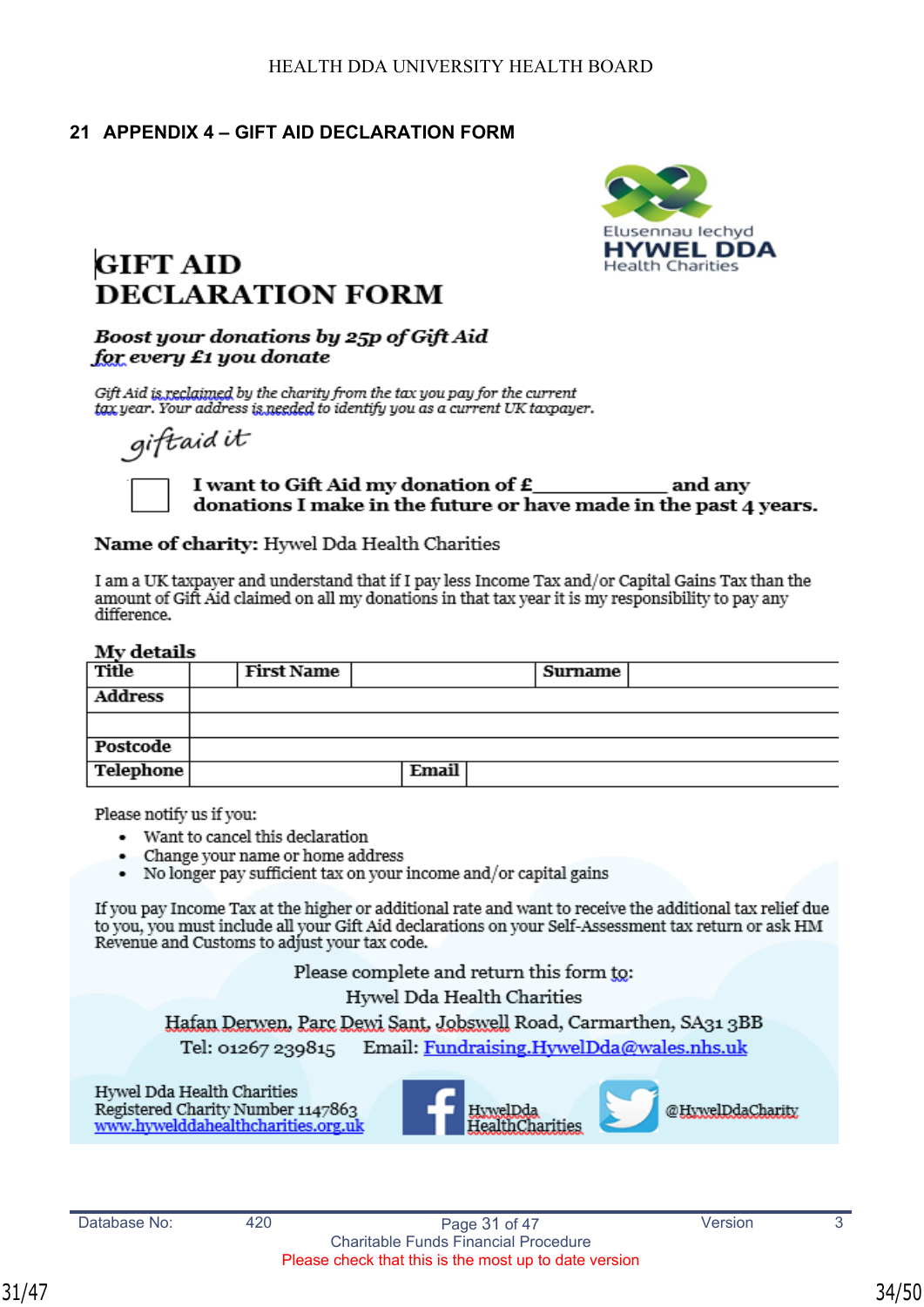## 21 APPENDIX 4 – GIFT AID DECLARATION FORM

Elusennau Iechyd
**HYWEL DDA**
Health Charities

# GIFT AID DECLARATION FORM

***Boost your donations by 25p of Gift Aid for every £1 you donate***

*Gift Aid is reclaimed by the charity from the tax you pay for the current tax year. Your address is needed to identify you as a current UK taxpayer.*

*giftaid it*

☐ **I want to Gift Aid my donation of £____________ and any donations I make in the future or have made in the past 4 years.**

**Name of charity:** Hywel Dda Health Charities

I am a UK taxpayer and understand that if I pay less Income Tax and/or Capital Gains Tax than the amount of Gift Aid claimed on all my donations in that tax year it is my responsibility to pay any difference.

**My details**

| **Title** | | **First Name** | | **Surname** | |
|---|---|---|---|---|---|
| **Address** | | | | | |
| | | | | | |
| **Postcode** | | | | | |
| **Telephone** | | **Email** | | | |

Please notify us if you:

- Want to cancel this declaration
- Change your name or home address
- No longer pay sufficient tax on your income and/or capital gains

If you pay Income Tax at the higher or additional rate and want to receive the additional tax relief due to you, you must include all your Gift Aid declarations on your Self-Assessment tax return or ask HM Revenue and Customs to adjust your tax code.

Please complete and return this form to:
Hywel Dda Health Charities
Hafan Derwen, Parc Dewi Sant, Jobswell Road, Carmarthen, SA31 3BB
Tel: 01267 239815 Email: Fundraising.HywelDda@wales.nhs.uk

Hywel Dda Health Charities
Registered Charity Number 1147863
www.hywelddahealthcharities.org.uk

HywelDda HealthCharities

@HywelDdaCharity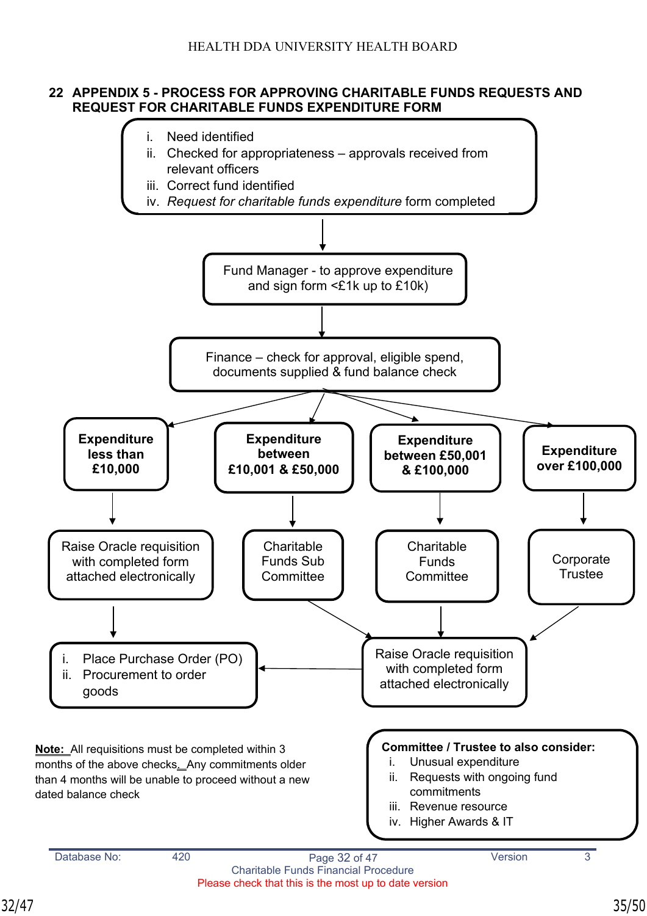## 22 APPENDIX 5 - PROCESS FOR APPROVING CHARITABLE FUNDS REQUESTS AND REQUEST FOR CHARITABLE FUNDS EXPENDITURE FORM

i. Need identified
ii. Checked for appropriateness – approvals received from relevant officers
iii. Correct fund identified
iv. *Request for charitable funds expenditure* form completed

↓

Fund Manager - to approve expenditure and sign form <£1k up to £10k)

↓

Finance – check for approval, eligible spend, documents supplied & fund balance check

↓

**Expenditure less than £10,000** → Raise Oracle requisition with completed form attached electronically → i. Place Purchase Order (PO) ii. Procurement to order goods

**Expenditure between £10,001 & £50,000** → Charitable Funds Sub Committee → Raise Oracle requisition with completed form attached electronically

**Expenditure between £50,001 & £100,000** → Charitable Funds Committee → Raise Oracle requisition with completed form attached electronically

**Expenditure over £100,000** → Corporate Trustee → Raise Oracle requisition with completed form attached electronically

Raise Oracle requisition with completed form attached electronically → i. Place Purchase Order (PO) ii. Procurement to order goods

<u>**Note:**</u> All requisitions must be completed within 3 months of the above checks. Any commitments older than 4 months will be unable to proceed without a new dated balance check

**Committee / Trustee to also consider:**

i. Unusual expenditure
ii. Requests with ongoing fund commitments
iii. Revenue resource
iv. Higher Awards & IT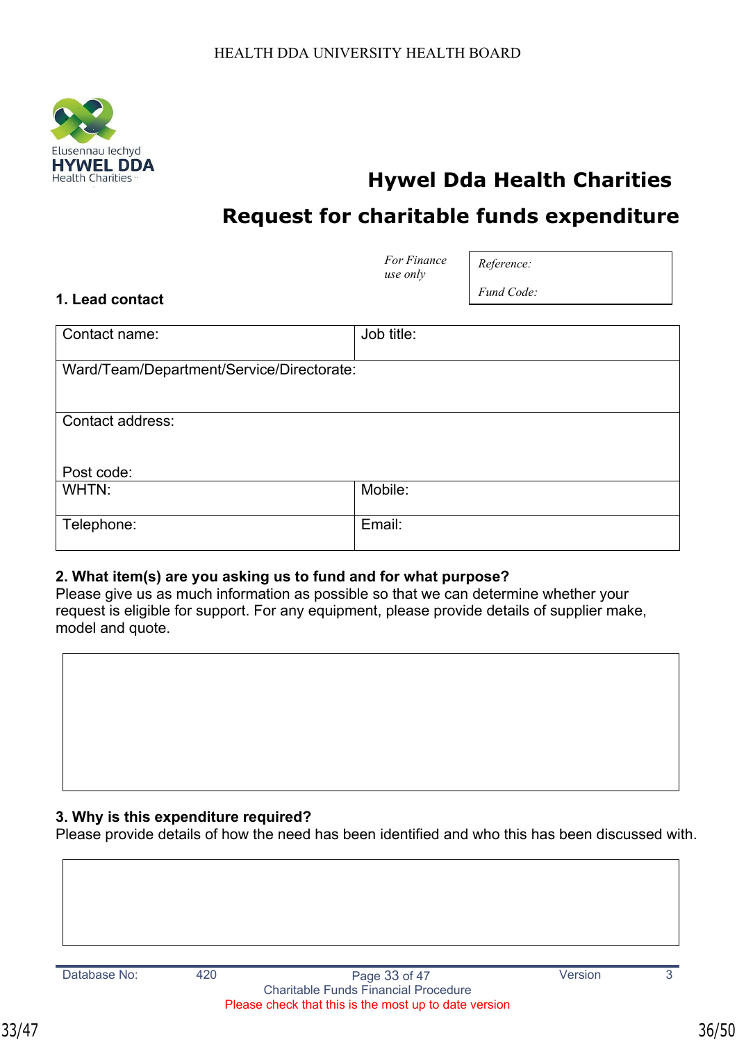Elusennau Iechyd
HYWEL DDA
Health Charities

# Hywel Dda Health Charities

## Request for charitable funds expenditure

| *For Finance use only* | *Reference:* |
|---|---|
| | *Fund Code:* |

### 1. Lead contact

| Contact name: | Job title: |
|---|---|
| Ward/Team/Department/Service/Directorate: | |
| Contact address:<br><br>Post code: | |
| WHTN: | Mobile: |
| Telephone: | Email: |

**2. What item(s) are you asking us to fund and for what purpose?**
Please give us as much information as possible so that we can determine whether your request is eligible for support. For any equipment, please provide details of supplier make, model and quote.

| |
|---|
| |

**3. Why is this expenditure required?**
Please provide details of how the need has been identified and who this has been discussed with.

| |
|---|
| |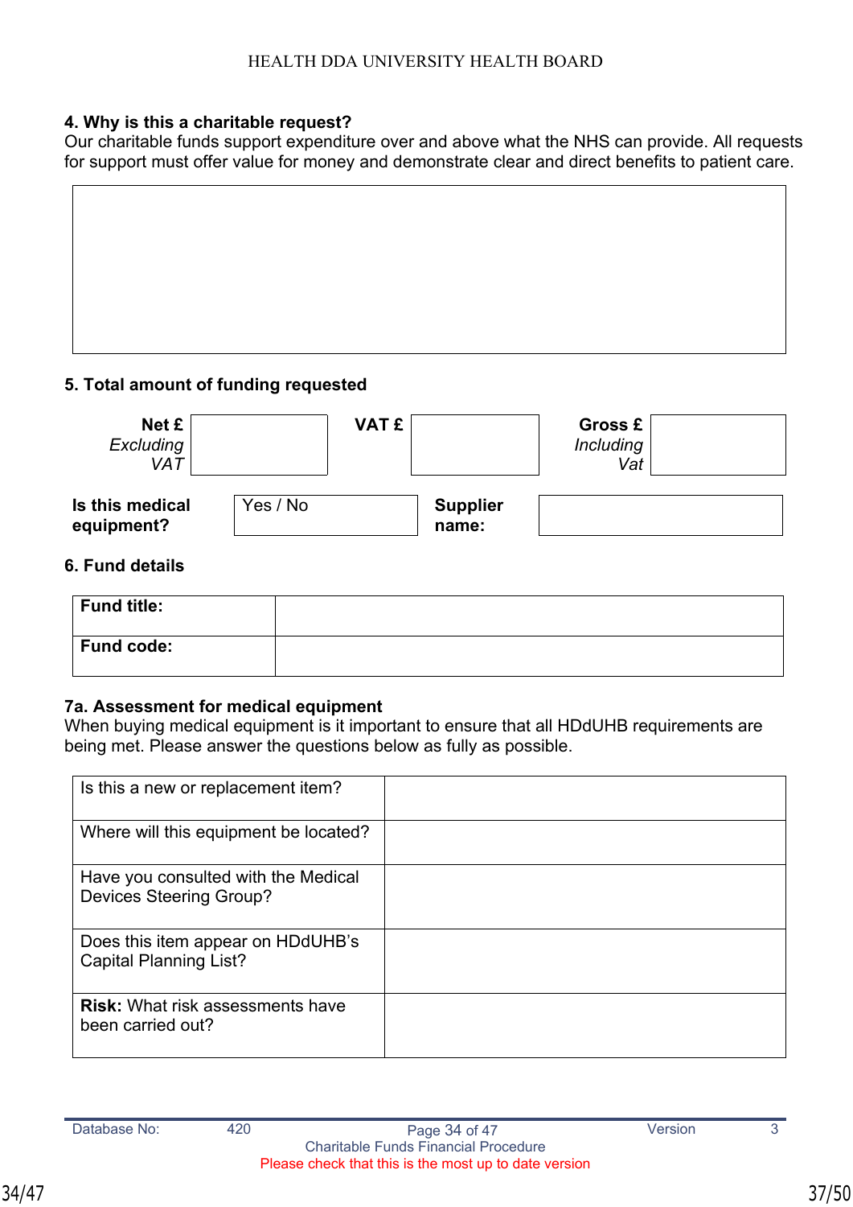**4. Why is this a charitable request?**

Our charitable funds support expenditure over and above what the NHS can provide. All requests for support must offer value for money and demonstrate clear and direct benefits to patient care.

| |
|---|
| |

**5. Total amount of funding requested**

| **Net £** *Excluding VAT* | | **VAT £** | | **Gross £** *Including Vat* | |
|---|---|---|---|---|---|
| **Is this medical equipment?** | Yes / No | **Supplier name:** | | | |

**6. Fund details**

| **Fund title:** | |
|---|---|
| **Fund code:** | |

**7a. Assessment for medical equipment**

When buying medical equipment is it important to ensure that all HDdUHB requirements are being met. Please answer the questions below as fully as possible.

| Is this a new or replacement item? | |
|---|---|
| Where will this equipment be located? | |
| Have you consulted with the Medical Devices Steering Group? | |
| Does this item appear on HDdUHB's Capital Planning List? | |
| **Risk:** What risk assessments have been carried out? | |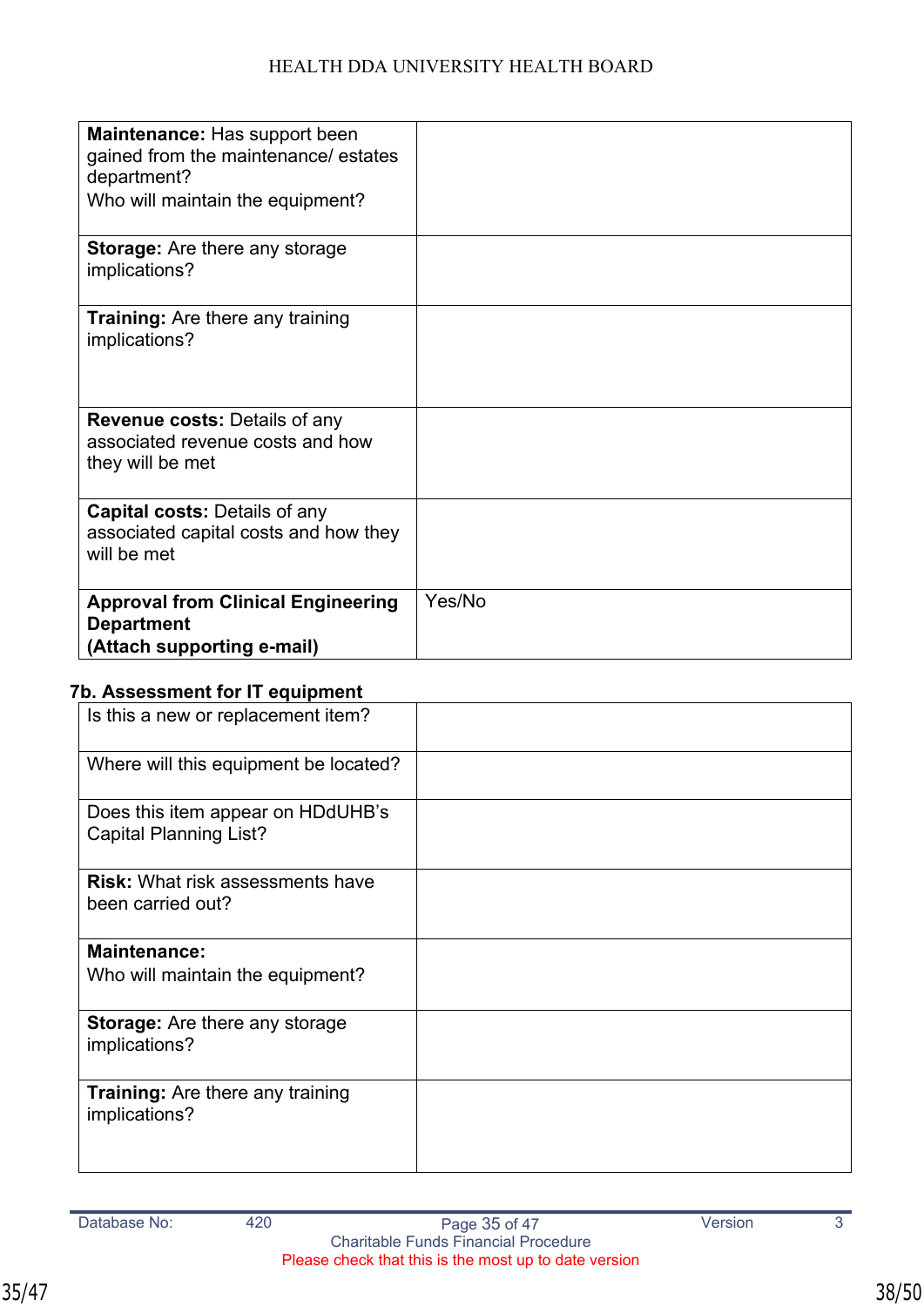| | |
|---|---|
| **Maintenance:** Has support been gained from the maintenance/ estates department?<br>Who will maintain the equipment? | |
| **Storage:** Are there any storage implications? | |
| **Training:** Are there any training implications? | |
| **Revenue costs:** Details of any associated revenue costs and how they will be met | |
| **Capital costs:** Details of any associated capital costs and how they will be met | |
| **Approval from Clinical Engineering Department (Attach supporting e-mail)** | Yes/No |

**7b. Assessment for IT equipment**

| | |
|---|---|
| Is this a new or replacement item? | |
| Where will this equipment be located? | |
| Does this item appear on HDdUHB's Capital Planning List? | |
| **Risk:** What risk assessments have been carried out? | |
| **Maintenance:**<br>Who will maintain the equipment? | |
| **Storage:** Are there any storage implications? | |
| **Training:** Are there any training implications? | |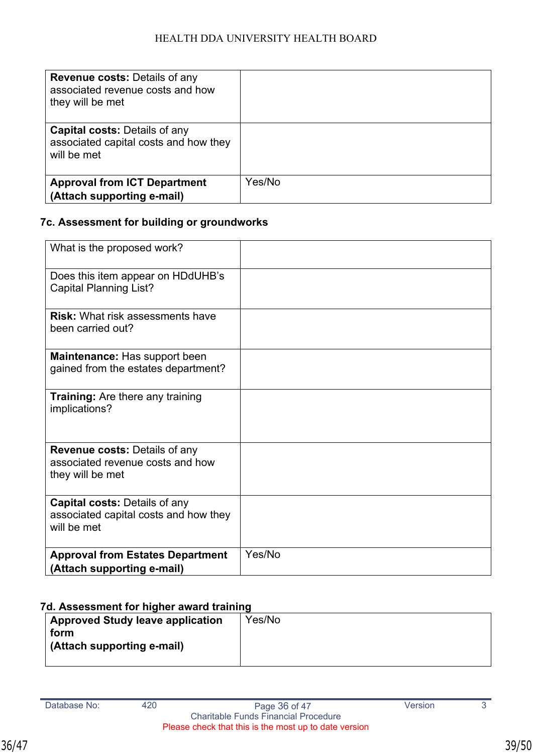| **Revenue costs:** Details of any associated revenue costs and how they will be met | |
|---|---|
| **Capital costs:** Details of any associated capital costs and how they will be met | |
| **Approval from ICT Department (Attach supporting e-mail)** | Yes/No |

### 7c. Assessment for building or groundworks

| What is the proposed work? | |
|---|---|
| Does this item appear on HDdUHB's Capital Planning List? | |
| **Risk:** What risk assessments have been carried out? | |
| **Maintenance:** Has support been gained from the estates department? | |
| **Training:** Are there any training implications? | |
| **Revenue costs:** Details of any associated revenue costs and how they will be met | |
| **Capital costs:** Details of any associated capital costs and how they will be met | |
| **Approval from Estates Department (Attach supporting e-mail)** | Yes/No |

### 7d. Assessment for higher award training

| **Approved Study leave application form (Attach supporting e-mail)** | Yes/No |
|---|---|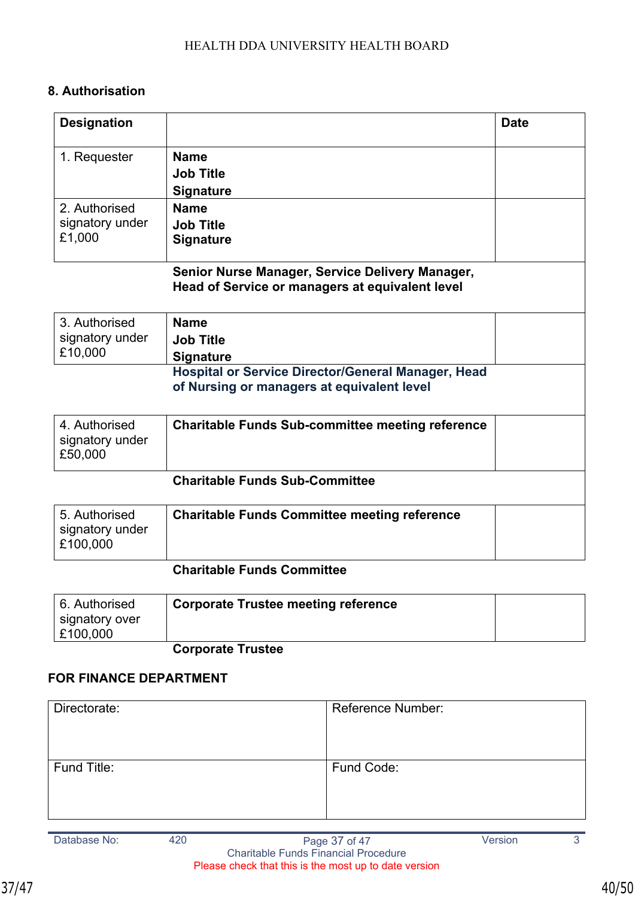## 8. Authorisation

| Designation | | Date |
|---|---|---|
| 1. Requester | **Name**<br>**Job Title**<br>**Signature** | |
| 2. Authorised signatory under £1,000 | **Name**<br>**Job Title**<br>**Signature** | |
| | **Senior Nurse Manager, Service Delivery Manager, Head of Service or managers at equivalent level** | |
| 3. Authorised signatory under £10,000 | **Name**<br>**Job Title**<br>**Signature** | |
| | **Hospital or Service Director/General Manager, Head of Nursing or managers at equivalent level** | |
| 4. Authorised signatory under £50,000 | **Charitable Funds Sub-committee meeting reference** | |
| | **Charitable Funds Sub-Committee** | |
| 5. Authorised signatory under £100,000 | **Charitable Funds Committee meeting reference** | |
| | **Charitable Funds Committee** | |
| 6. Authorised signatory over £100,000 | **Corporate Trustee meeting reference** | |
| | **Corporate Trustee** | |

**FOR FINANCE DEPARTMENT**

| Directorate: | Reference Number: |
|---|---|
| Fund Title: | Fund Code: |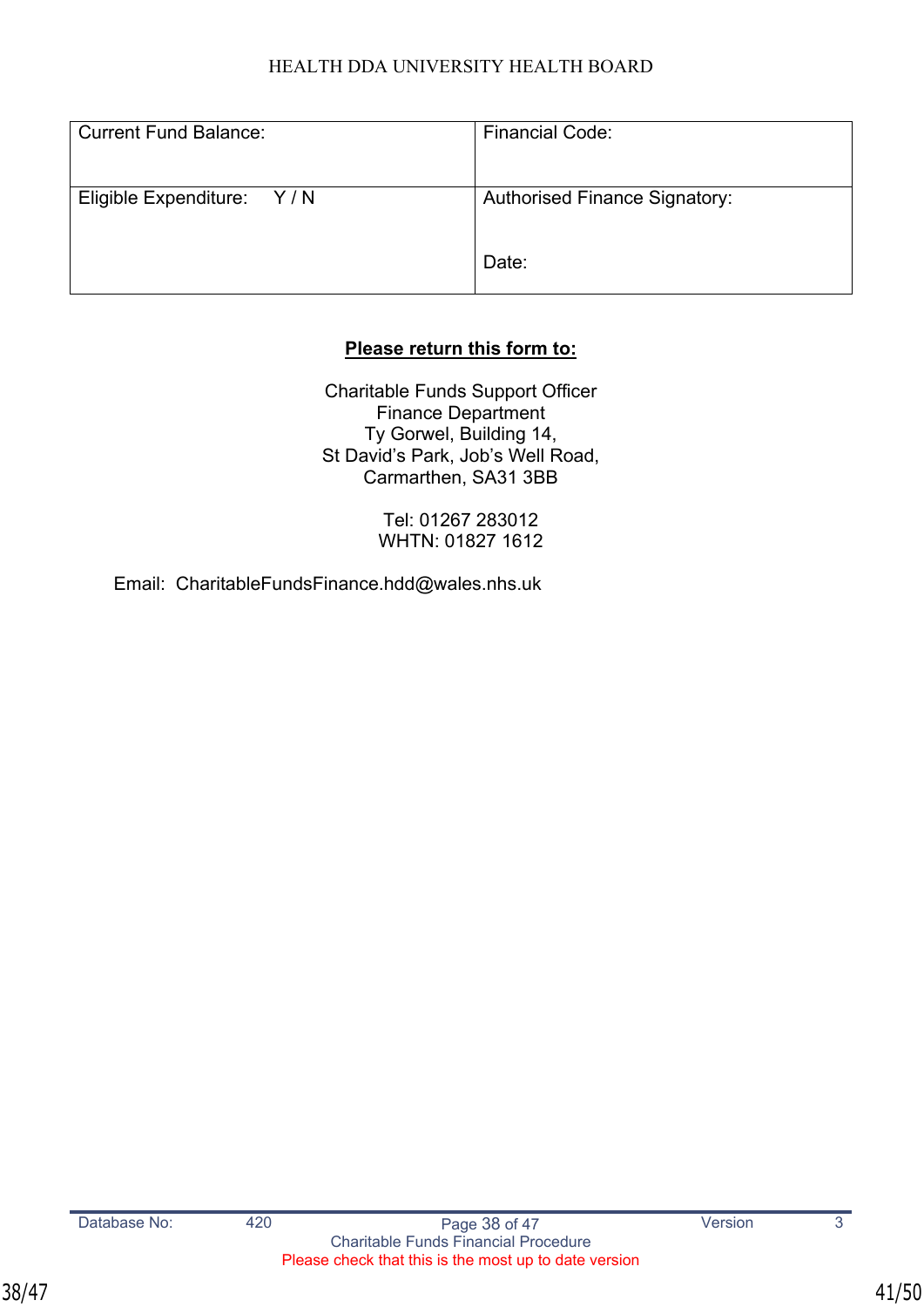| Current Fund Balance: | Financial Code: |
|---|---|
| Eligible Expenditure: Y / N | Authorised Finance Signatory:<br><br>Date: |

**Please return this form to:**

Charitable Funds Support Officer
Finance Department
Ty Gorwel, Building 14,
St David's Park, Job's Well Road,
Carmarthen, SA31 3BB

Tel: 01267 283012
WHTN: 01827 1612

Email: CharitableFundsFinance.hdd@wales.nhs.uk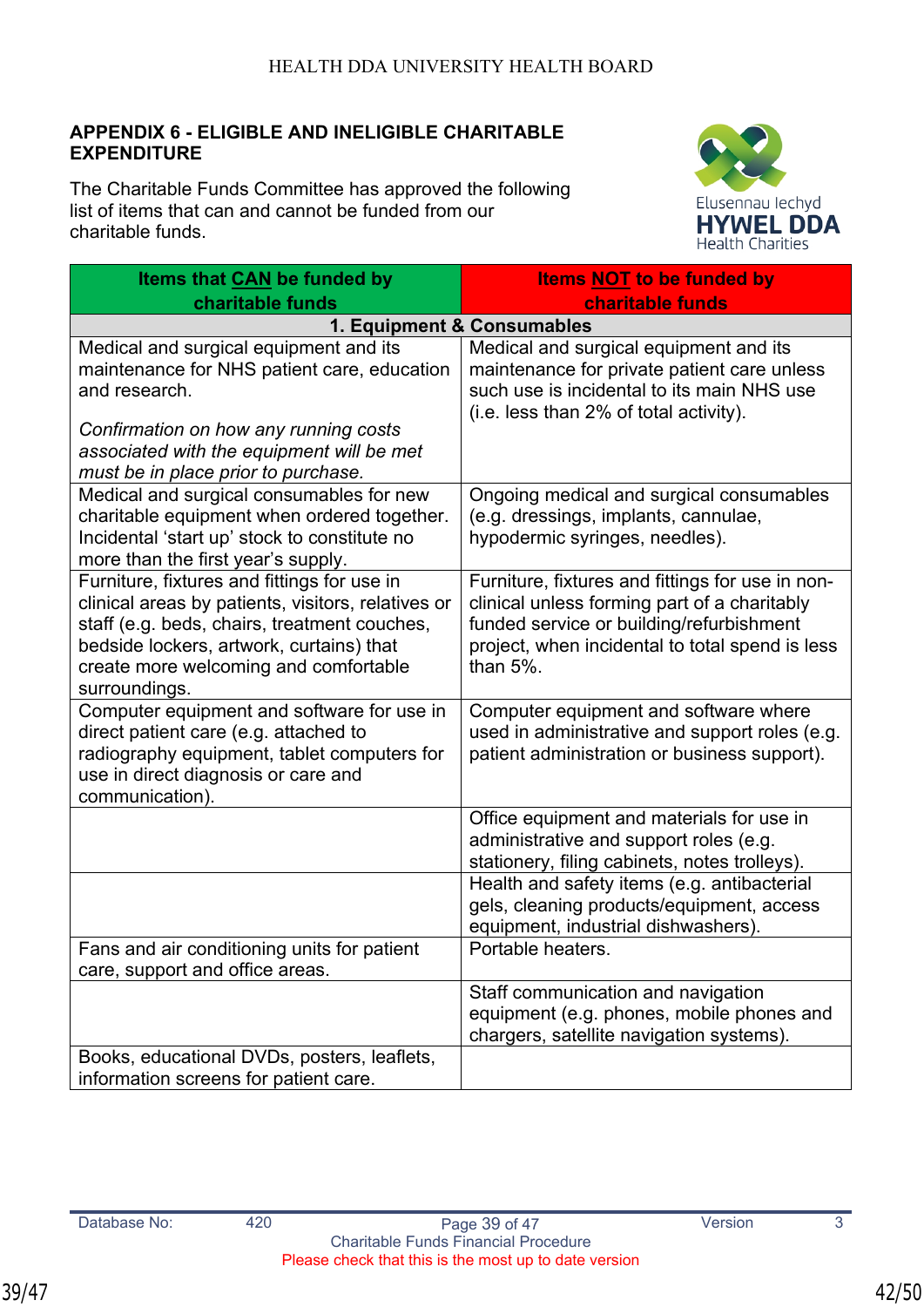## APPENDIX 6 - ELIGIBLE AND INELIGIBLE CHARITABLE EXPENDITURE

The Charitable Funds Committee has approved the following list of items that can and cannot be funded from our charitable funds.

| Items that CAN be funded by charitable funds | Items NOT to be funded by charitable funds |
|---|---|
| **1. Equipment & Consumables** | |
| Medical and surgical equipment and its maintenance for NHS patient care, education and research.<br><br>*Confirmation on how any running costs associated with the equipment will be met must be in place prior to purchase.* | Medical and surgical equipment and its maintenance for private patient care unless such use is incidental to its main NHS use (i.e. less than 2% of total activity). |
| Medical and surgical consumables for new charitable equipment when ordered together. Incidental 'start up' stock to constitute no more than the first year's supply. | Ongoing medical and surgical consumables (e.g. dressings, implants, cannulae, hypodermic syringes, needles). |
| Furniture, fixtures and fittings for use in clinical areas by patients, visitors, relatives or staff (e.g. beds, chairs, treatment couches, bedside lockers, artwork, curtains) that create more welcoming and comfortable surroundings. | Furniture, fixtures and fittings for use in non-clinical unless forming part of a charitably funded service or building/refurbishment project, when incidental to total spend is less than 5%. |
| Computer equipment and software for use in direct patient care (e.g. attached to radiography equipment, tablet computers for use in direct diagnosis or care and communication). | Computer equipment and software where used in administrative and support roles (e.g. patient administration or business support). |
| | Office equipment and materials for use in administrative and support roles (e.g. stationery, filing cabinets, notes trolleys). |
| | Health and safety items (e.g. antibacterial gels, cleaning products/equipment, access equipment, industrial dishwashers). |
| Fans and air conditioning units for patient care, support and office areas. | Portable heaters. |
| | Staff communication and navigation equipment (e.g. phones, mobile phones and chargers, satellite navigation systems). |
| Books, educational DVDs, posters, leaflets, information screens for patient care. | |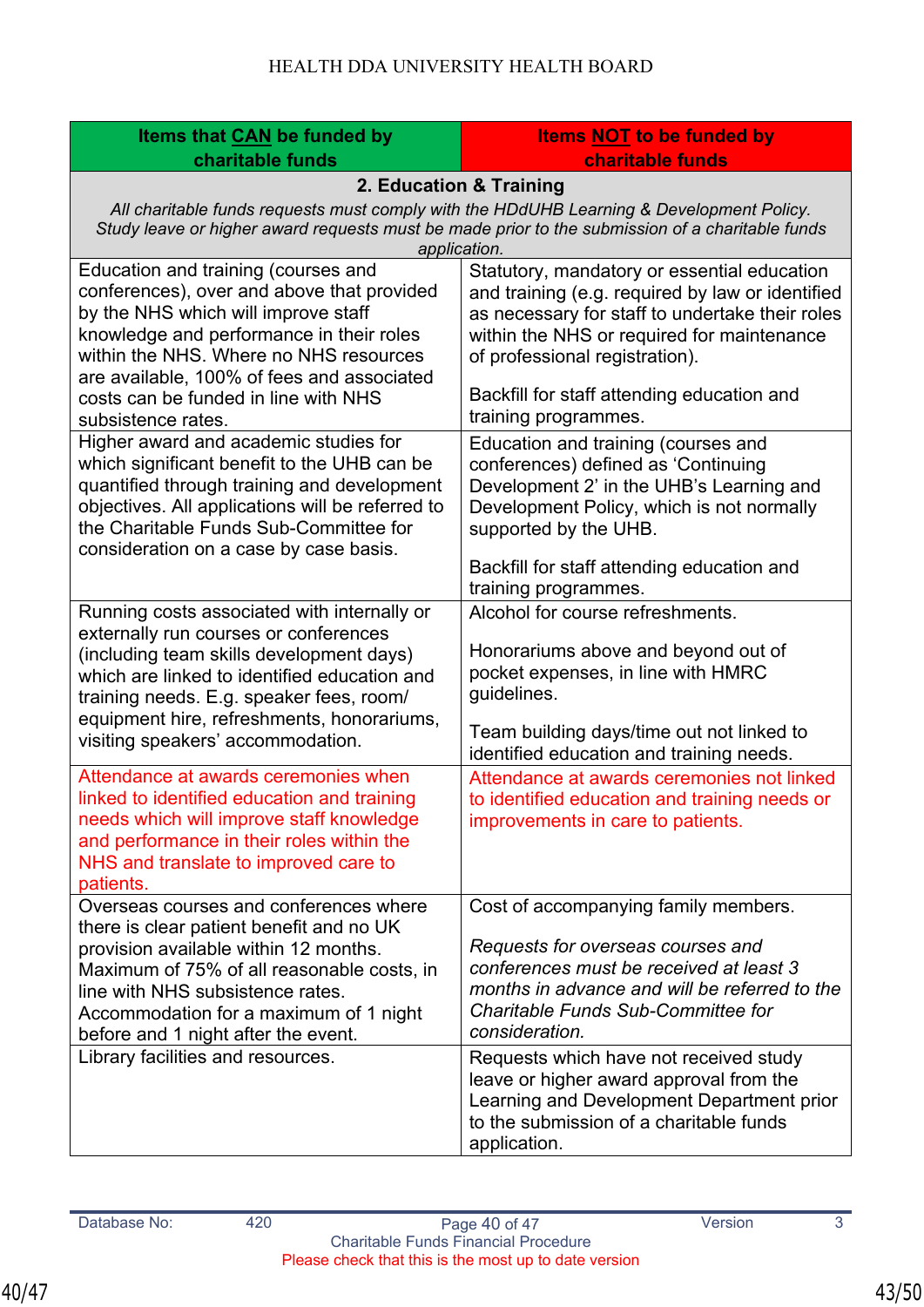| Items that **CAN** be funded by charitable funds | Items **NOT** to be funded by charitable funds |
|---|---|
| **2. Education & Training** *All charitable funds requests must comply with the HDdUHB Learning & Development Policy. Study leave or higher award requests must be made prior to the submission of a charitable funds application.* | |
| Education and training (courses and conferences), over and above that provided by the NHS which will improve staff knowledge and performance in their roles within the NHS. Where no NHS resources are available, 100% of fees and associated costs can be funded in line with NHS subsistence rates. | Statutory, mandatory or essential education and training (e.g. required by law or identified as necessary for staff to undertake their roles within the NHS or required for maintenance of professional registration).<br><br>Backfill for staff attending education and training programmes. |
| Higher award and academic studies for which significant benefit to the UHB can be quantified through training and development objectives. All applications will be referred to the Charitable Funds Sub-Committee for consideration on a case by case basis. | Education and training (courses and conferences) defined as 'Continuing Development 2' in the UHB's Learning and Development Policy, which is not normally supported by the UHB.<br><br>Backfill for staff attending education and training programmes. |
| Running costs associated with internally or externally run courses or conferences (including team skills development days) which are linked to identified education and training needs. E.g. speaker fees, room/ equipment hire, refreshments, honorariums, visiting speakers' accommodation. | Alcohol for course refreshments.<br><br>Honorariums above and beyond out of pocket expenses, in line with HMRC guidelines.<br><br>Team building days/time out not linked to identified education and training needs. |
| Attendance at awards ceremonies when linked to identified education and training needs which will improve staff knowledge and performance in their roles within the NHS and translate to improved care to patients. | Attendance at awards ceremonies not linked to identified education and training needs or improvements in care to patients. |
| Overseas courses and conferences where there is clear patient benefit and no UK provision available within 12 months. Maximum of 75% of all reasonable costs, in line with NHS subsistence rates. Accommodation for a maximum of 1 night before and 1 night after the event. | Cost of accompanying family members.<br><br>*Requests for overseas courses and conferences must be received at least 3 months in advance and will be referred to the Charitable Funds Sub-Committee for consideration.* |
| Library facilities and resources. | Requests which have not received study leave or higher award approval from the Learning and Development Department prior to the submission of a charitable funds application. |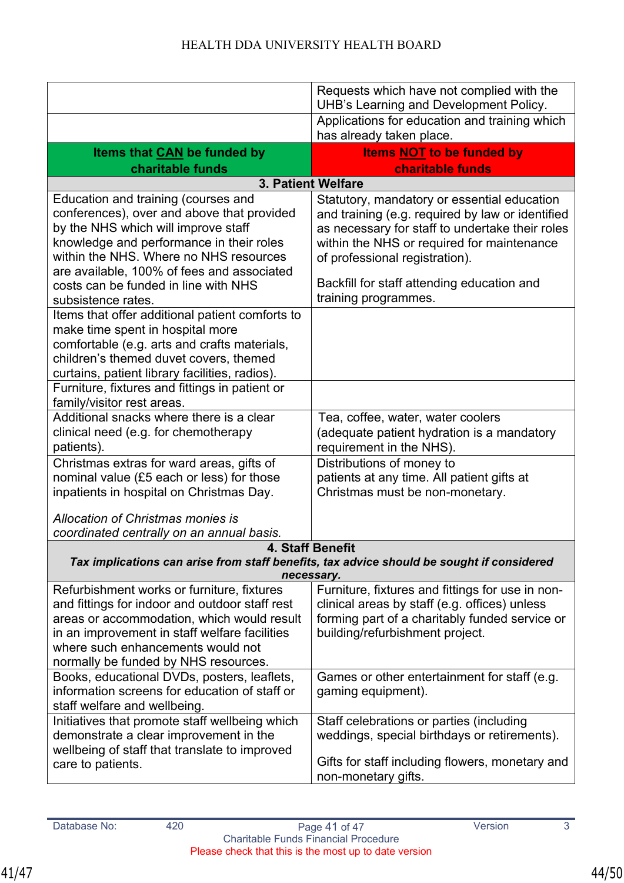| | |
|---|---|
| | Requests which have not complied with the UHB's Learning and Development Policy. |
| | Applications for education and training which has already taken place. |
| **Items that CAN be funded by charitable funds** | **Items NOT to be funded by charitable funds** |
| **3. Patient Welfare** | |
| Education and training (courses and conferences), over and above that provided by the NHS which will improve staff knowledge and performance in their roles within the NHS. Where no NHS resources are available, 100% of fees and associated costs can be funded in line with NHS subsistence rates. | Statutory, mandatory or essential education and training (e.g. required by law or identified as necessary for staff to undertake their roles within the NHS or required for maintenance of professional registration).<br><br>Backfill for staff attending education and training programmes. |
| Items that offer additional patient comforts to make time spent in hospital more comfortable (e.g. arts and crafts materials, children's themed duvet covers, themed curtains, patient library facilities, radios). | |
| Furniture, fixtures and fittings in patient or family/visitor rest areas. | |
| Additional snacks where there is a clear clinical need (e.g. for chemotherapy patients). | Tea, coffee, water, water coolers (adequate patient hydration is a mandatory requirement in the NHS). |
| Christmas extras for ward areas, gifts of nominal value (£5 each or less) for those inpatients in hospital on Christmas Day.<br><br>*Allocation of Christmas monies is coordinated centrally on an annual basis.* | Distributions of money to patients at any time. All patient gifts at Christmas must be non-monetary. |
| **4. Staff Benefit**<br>***Tax implications can arise from staff benefits, tax advice should be sought if considered necessary.*** | |
| Refurbishment works or furniture, fixtures and fittings for indoor and outdoor staff rest areas or accommodation, which would result in an improvement in staff welfare facilities where such enhancements would not normally be funded by NHS resources. | Furniture, fixtures and fittings for use in non-clinical areas by staff (e.g. offices) unless forming part of a charitably funded service or building/refurbishment project. |
| Books, educational DVDs, posters, leaflets, information screens for education of staff or staff welfare and wellbeing. | Games or other entertainment for staff (e.g. gaming equipment). |
| Initiatives that promote staff wellbeing which demonstrate a clear improvement in the wellbeing of staff that translate to improved care to patients. | Staff celebrations or parties (including weddings, special birthdays or retirements).<br><br>Gifts for staff including flowers, monetary and non-monetary gifts. |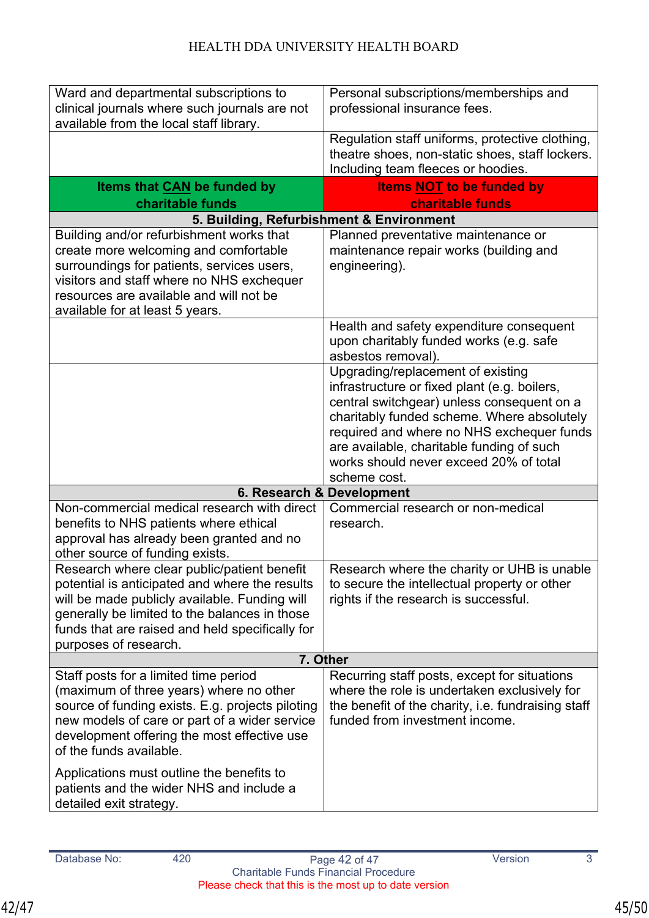| | |
|---|---|
| Ward and departmental subscriptions to clinical journals where such journals are not available from the local staff library. | Personal subscriptions/memberships and professional insurance fees. |
| | Regulation staff uniforms, protective clothing, theatre shoes, non-static shoes, staff lockers. Including team fleeces or hoodies. |

| **Items that CAN be funded by charitable funds** | **Items NOT to be funded by charitable funds** |
|---|---|
| **5. Building, Refurbishment & Environment** | |
| Building and/or refurbishment works that create more welcoming and comfortable surroundings for patients, services users, visitors and staff where no NHS exchequer resources are available and will not be available for at least 5 years. | Planned preventative maintenance or maintenance repair works (building and engineering). |
| | Health and safety expenditure consequent upon charitably funded works (e.g. safe asbestos removal). |
| | Upgrading/replacement of existing infrastructure or fixed plant (e.g. boilers, central switchgear) unless consequent on a charitably funded scheme. Where absolutely required and where no NHS exchequer funds are available, charitable funding of such works should never exceed 20% of total scheme cost. |
| **6. Research & Development** | |
| Non-commercial medical research with direct benefits to NHS patients where ethical approval has already been granted and no other source of funding exists. | Commercial research or non-medical research. |
| Research where clear public/patient benefit potential is anticipated and where the results will be made publicly available. Funding will generally be limited to the balances in those funds that are raised and held specifically for purposes of research. | Research where the charity or UHB is unable to secure the intellectual property or other rights if the research is successful. |
| **7. Other** | |
| Staff posts for a limited time period (maximum of three years) where no other source of funding exists. E.g. projects piloting new models of care or part of a wider service development offering the most effective use of the funds available.<br><br>Applications must outline the benefits to patients and the wider NHS and include a detailed exit strategy. | Recurring staff posts, except for situations where the role is undertaken exclusively for the benefit of the charity, i.e. fundraising staff funded from investment income. |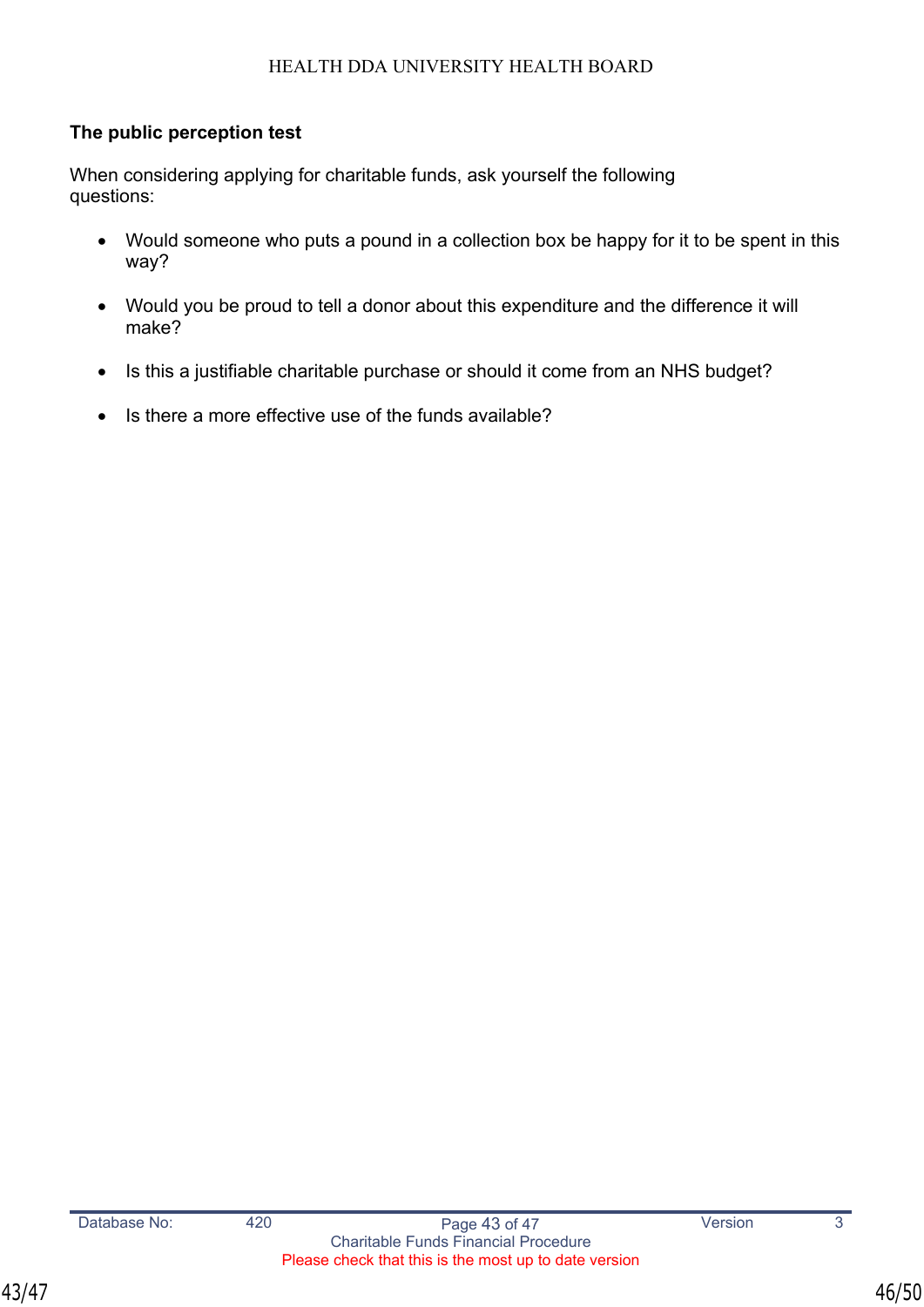**The public perception test**

When considering applying for charitable funds, ask yourself the following questions:

- Would someone who puts a pound in a collection box be happy for it to be spent in this way?
- Would you be proud to tell a donor about this expenditure and the difference it will make?
- Is this a justifiable charitable purchase or should it come from an NHS budget?
- Is there a more effective use of the funds available?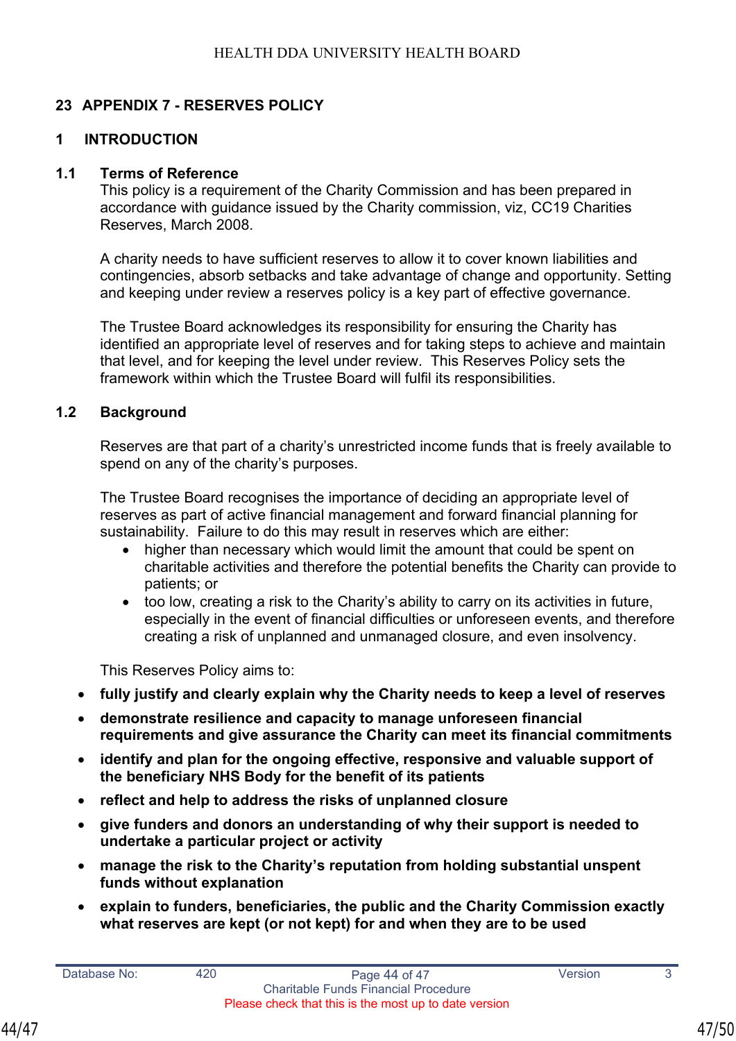## 23 APPENDIX 7 - RESERVES POLICY

### 1 INTRODUCTION

#### 1.1 Terms of Reference

This policy is a requirement of the Charity Commission and has been prepared in accordance with guidance issued by the Charity commission, viz, CC19 Charities Reserves, March 2008.

A charity needs to have sufficient reserves to allow it to cover known liabilities and contingencies, absorb setbacks and take advantage of change and opportunity. Setting and keeping under review a reserves policy is a key part of effective governance.

The Trustee Board acknowledges its responsibility for ensuring the Charity has identified an appropriate level of reserves and for taking steps to achieve and maintain that level, and for keeping the level under review. This Reserves Policy sets the framework within which the Trustee Board will fulfil its responsibilities.

#### 1.2 Background

Reserves are that part of a charity's unrestricted income funds that is freely available to spend on any of the charity's purposes.

The Trustee Board recognises the importance of deciding an appropriate level of reserves as part of active financial management and forward financial planning for sustainability. Failure to do this may result in reserves which are either:

- higher than necessary which would limit the amount that could be spent on charitable activities and therefore the potential benefits the Charity can provide to patients; or
- too low, creating a risk to the Charity's ability to carry on its activities in future, especially in the event of financial difficulties or unforeseen events, and therefore creating a risk of unplanned and unmanaged closure, and even insolvency.

This Reserves Policy aims to:

- **fully justify and clearly explain why the Charity needs to keep a level of reserves**
- **demonstrate resilience and capacity to manage unforeseen financial requirements and give assurance the Charity can meet its financial commitments**
- **identify and plan for the ongoing effective, responsive and valuable support of the beneficiary NHS Body for the benefit of its patients**
- **reflect and help to address the risks of unplanned closure**
- **give funders and donors an understanding of why their support is needed to undertake a particular project or activity**
- **manage the risk to the Charity's reputation from holding substantial unspent funds without explanation**
- **explain to funders, beneficiaries, the public and the Charity Commission exactly what reserves are kept (or not kept) for and when they are to be used**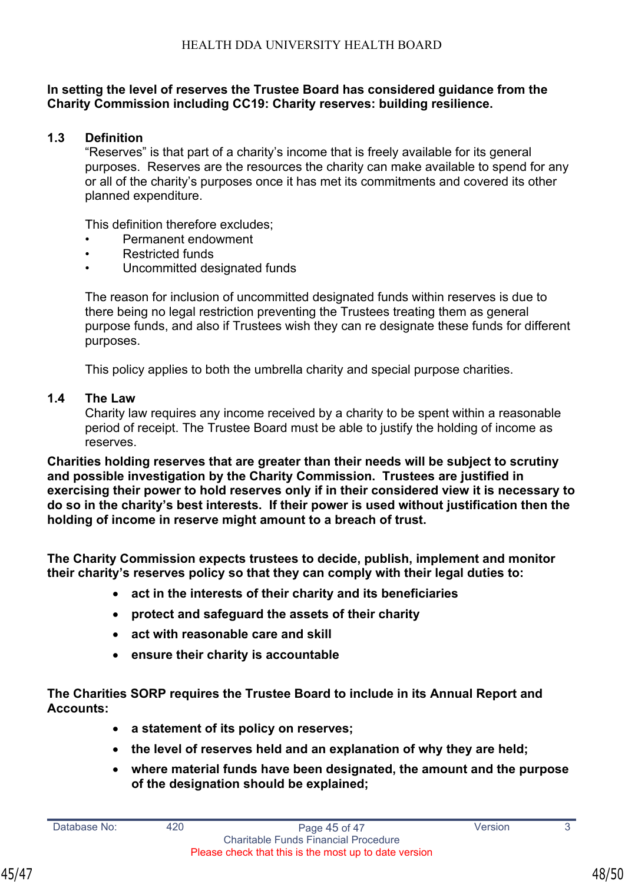**In setting the level of reserves the Trustee Board has considered guidance from the Charity Commission including CC19: Charity reserves: building resilience.**

**1.3 Definition**

"Reserves" is that part of a charity's income that is freely available for its general purposes. Reserves are the resources the charity can make available to spend for any or all of the charity's purposes once it has met its commitments and covered its other planned expenditure.

This definition therefore excludes;

- Permanent endowment
- Restricted funds
- Uncommitted designated funds

The reason for inclusion of uncommitted designated funds within reserves is due to there being no legal restriction preventing the Trustees treating them as general purpose funds, and also if Trustees wish they can re designate these funds for different purposes.

This policy applies to both the umbrella charity and special purpose charities.

**1.4 The Law**

Charity law requires any income received by a charity to be spent within a reasonable period of receipt. The Trustee Board must be able to justify the holding of income as reserves.

**Charities holding reserves that are greater than their needs will be subject to scrutiny and possible investigation by the Charity Commission. Trustees are justified in exercising their power to hold reserves only if in their considered view it is necessary to do so in the charity's best interests. If their power is used without justification then the holding of income in reserve might amount to a breach of trust.**

**The Charity Commission expects trustees to decide, publish, implement and monitor their charity's reserves policy so that they can comply with their legal duties to:**

- **act in the interests of their charity and its beneficiaries**
- **protect and safeguard the assets of their charity**
- **act with reasonable care and skill**
- **ensure their charity is accountable**

**The Charities SORP requires the Trustee Board to include in its Annual Report and Accounts:**

- **a statement of its policy on reserves;**
- **the level of reserves held and an explanation of why they are held;**
- **where material funds have been designated, the amount and the purpose of the designation should be explained;**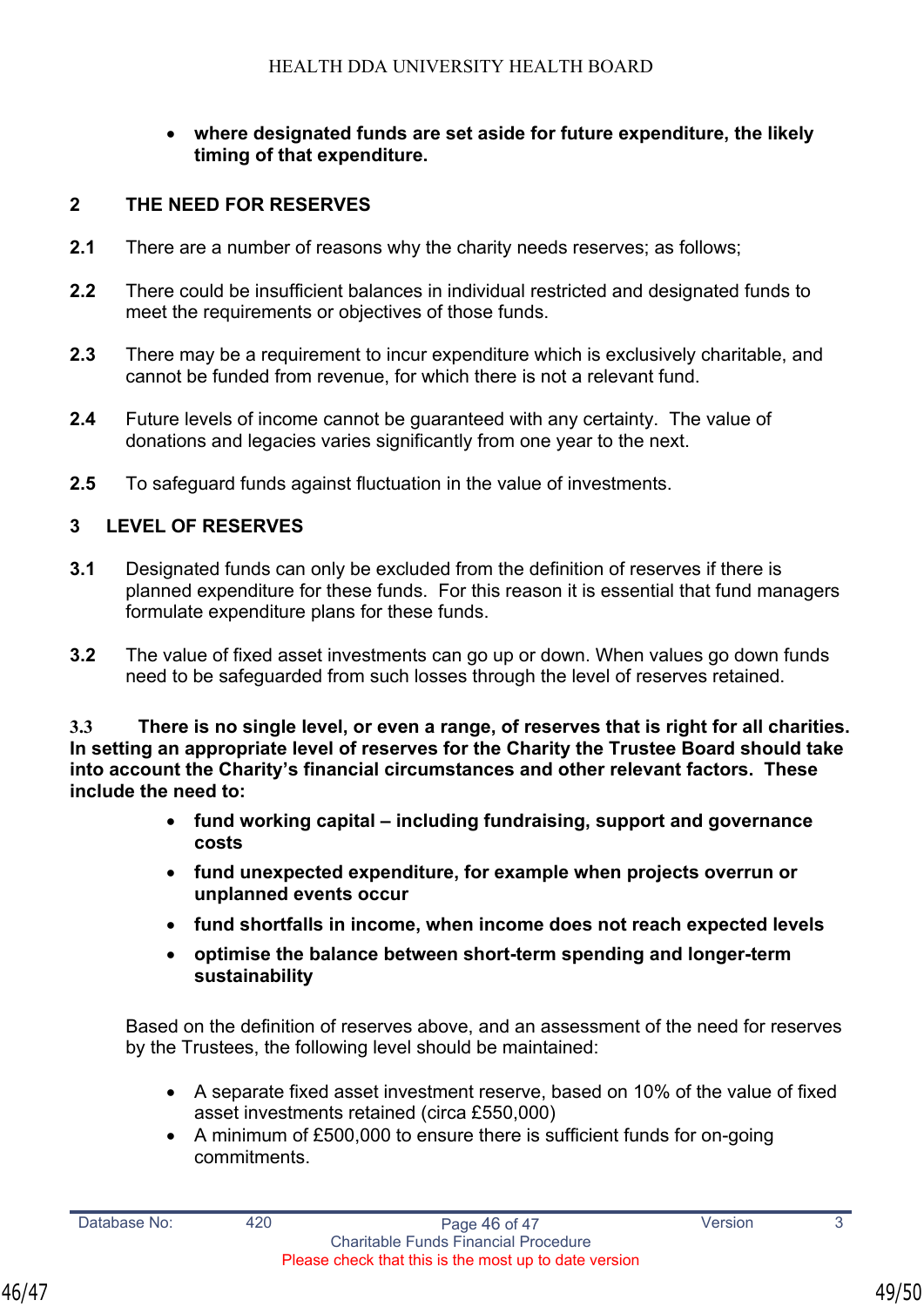- **where designated funds are set aside for future expenditure, the likely timing of that expenditure.**

## 2 THE NEED FOR RESERVES

**2.1** There are a number of reasons why the charity needs reserves; as follows;

**2.2** There could be insufficient balances in individual restricted and designated funds to meet the requirements or objectives of those funds.

**2.3** There may be a requirement to incur expenditure which is exclusively charitable, and cannot be funded from revenue, for which there is not a relevant fund.

**2.4** Future levels of income cannot be guaranteed with any certainty. The value of donations and legacies varies significantly from one year to the next.

**2.5** To safeguard funds against fluctuation in the value of investments.

## 3 LEVEL OF RESERVES

**3.1** Designated funds can only be excluded from the definition of reserves if there is planned expenditure for these funds. For this reason it is essential that fund managers formulate expenditure plans for these funds.

**3.2** The value of fixed asset investments can go up or down. When values go down funds need to be safeguarded from such losses through the level of reserves retained.

**3.3 There is no single level, or even a range, of reserves that is right for all charities. In setting an appropriate level of reserves for the Charity the Trustee Board should take into account the Charity's financial circumstances and other relevant factors. These include the need to:**

- **fund working capital – including fundraising, support and governance costs**
- **fund unexpected expenditure, for example when projects overrun or unplanned events occur**
- **fund shortfalls in income, when income does not reach expected levels**
- **optimise the balance between short-term spending and longer-term sustainability**

Based on the definition of reserves above, and an assessment of the need for reserves by the Trustees, the following level should be maintained:

- A separate fixed asset investment reserve, based on 10% of the value of fixed asset investments retained (circa £550,000)
- A minimum of £500,000 to ensure there is sufficient funds for on-going commitments.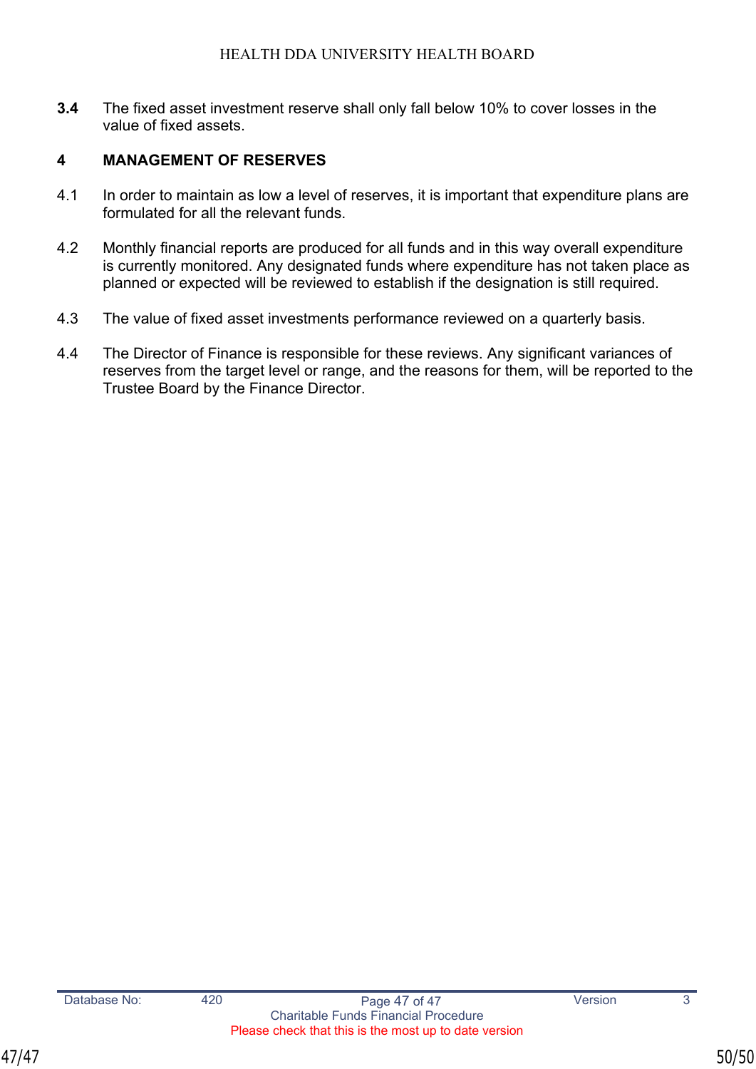**3.4** The fixed asset investment reserve shall only fall below 10% to cover losses in the value of fixed assets.

## 4 MANAGEMENT OF RESERVES

4.1 In order to maintain as low a level of reserves, it is important that expenditure plans are formulated for all the relevant funds.

4.2 Monthly financial reports are produced for all funds and in this way overall expenditure is currently monitored. Any designated funds where expenditure has not taken place as planned or expected will be reviewed to establish if the designation is still required.

4.3 The value of fixed asset investments performance reviewed on a quarterly basis.

4.4 The Director of Finance is responsible for these reviews. Any significant variances of reserves from the target level or range, and the reasons for them, will be reported to the Trustee Board by the Finance Director.